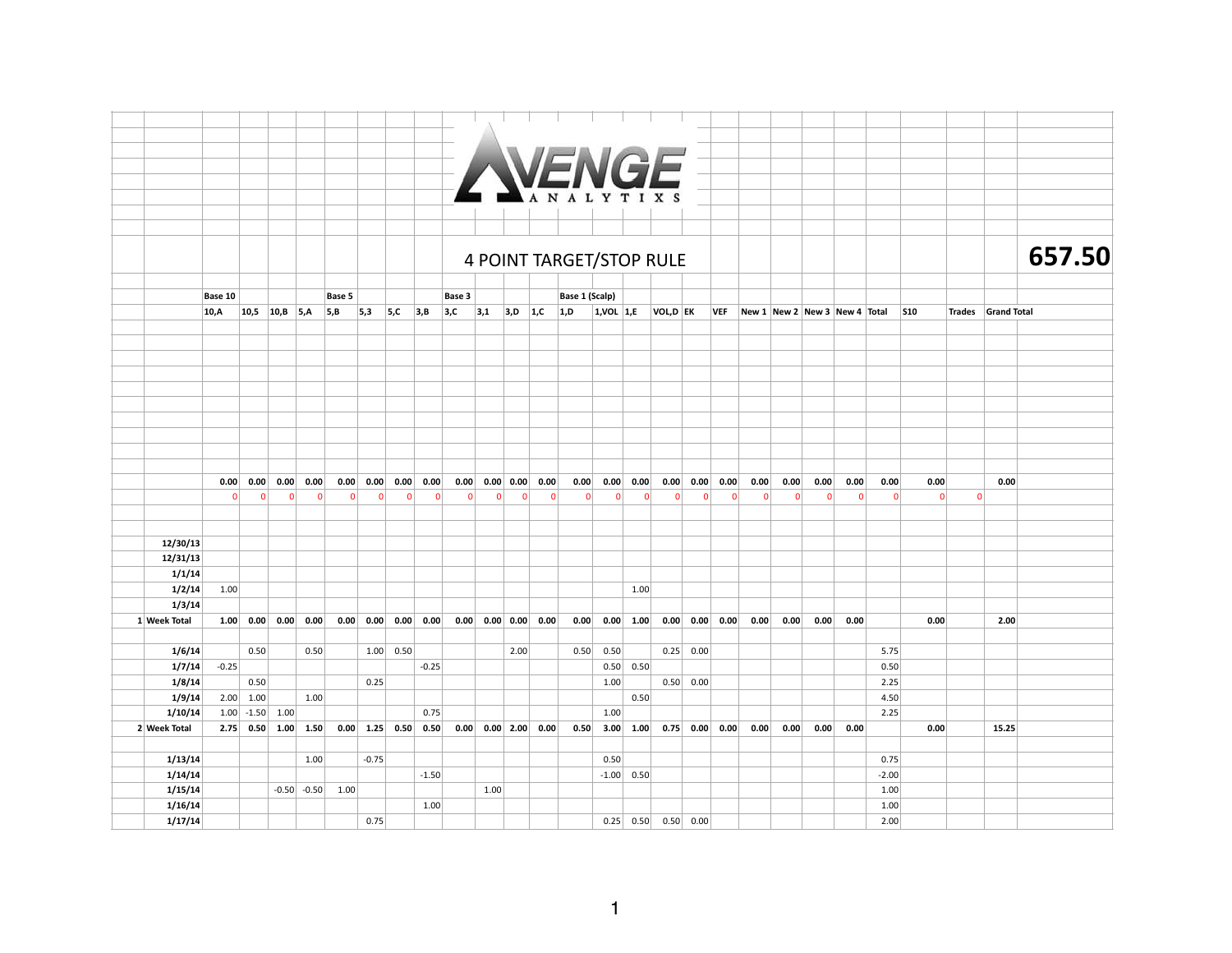AVENGE ANALYTIXS

# 4 POINT TARGET/STOP RULE

**657.50**

| | | Base 10 | | | | Base 5 | | | | Base 3 | | | | Base 1 (Scalp) | | | | | | | | | | | | | |
|---|---|---|---|---|---|---|---|---|---|---|---|---|---|---|---|---|---|---|---|---|---|---|---|---|---|---|---|
| | | 10,A | 10,5 | 10,B | 5,A | 5,B | 5,3 | 5,C | 3,B | 3,C | 3,1 | 3,D | 1,C | 1,D | 1,VOL | 1,E | VOL,D | EK | VEF | New 1 | New 2 | New 3 | New 4 | Total | S10 | Trades | Grand Total |
| | | 0.00 | 0.00 | 0.00 | 0.00 | 0.00 | 0.00 | 0.00 | 0.00 | 0.00 | 0.00 | 0.00 | 0.00 | 0.00 | 0.00 | 0.00 | 0.00 | 0.00 | 0.00 | 0.00 | 0.00 | 0.00 | 0.00 | 0.00 | 0.00 | | 0.00 |
| | | 0 | 0 | 0 | 0 | 0 | 0 | 0 | 0 | 0 | 0 | 0 | 0 | 0 | 0 | 0 | 0 | 0 | 0 | 0 | 0 | 0 | 0 | 0 | 0 | 0 | |
| | 12/30/13 | | | | | | | | | | | | | | | | | | | | | | | | | | |
| | 12/31/13 | | | | | | | | | | | | | | | | | | | | | | | | | | |
| | 1/1/14 | | | | | | | | | | | | | | | | | | | | | | | | | | |
| | 1/2/14 | 1.00 | | | | | | | | | | | | | | 1.00 | | | | | | | | | | | |
| | 1/3/14 | | | | | | | | | | | | | | | | | | | | | | | | | | |
| 1 | Week Total | 1.00 | 0.00 | 0.00 | 0.00 | 0.00 | 0.00 | 0.00 | 0.00 | 0.00 | 0.00 | 0.00 | 0.00 | 0.00 | 0.00 | 1.00 | 0.00 | 0.00 | 0.00 | 0.00 | 0.00 | 0.00 | 0.00 | | 0.00 | | 2.00 |
| | 1/6/14 | | 0.50 | | 0.50 | | 1.00 | 0.50 | | | | 2.00 | | 0.50 | 0.50 | | 0.25 | 0.00 | | | | | | 5.75 | | | |
| | 1/7/14 | -0.25 | | | | | | | -0.25 | | | | | | 0.50 | 0.50 | | | | | | | | 0.50 | | | |
| | 1/8/14 | | 0.50 | | | | 0.25 | | | | | | | | 1.00 | | 0.50 | 0.00 | | | | | | 2.25 | | | |
| | 1/9/14 | 2.00 | 1.00 | | 1.00 | | | | | | | | | | | 0.50 | | | | | | | | 4.50 | | | |
| | 1/10/14 | 1.00 | -1.50 | 1.00 | | | | | 0.75 | | | | | | 1.00 | | | | | | | | | 2.25 | | | |
| 2 | Week Total | 2.75 | 0.50 | 1.00 | 1.50 | 0.00 | 1.25 | 0.50 | 0.50 | 0.00 | 0.00 | 2.00 | 0.00 | 0.50 | 3.00 | 1.00 | 0.75 | 0.00 | 0.00 | 0.00 | 0.00 | 0.00 | 0.00 | | 0.00 | | 15.25 |
| | 1/13/14 | | | | 1.00 | | -0.75 | | | | | | | | 0.50 | | | | | | | | | 0.75 | | | |
| | 1/14/14 | | | | | | | | -1.50 | | | | | | -1.00 | 0.50 | | | | | | | | -2.00 | | | |
| | 1/15/14 | | | -0.50 | -0.50 | 1.00 | | | | | 1.00 | | | | | | | | | | | | | 1.00 | | | |
| | 1/16/14 | | | | | | | | 1.00 | | | | | | | | | | | | | | | 1.00 | | | |
| | 1/17/14 | | | | | | 0.75 | | | | | | | | 0.25 | 0.50 | 0.50 | 0.00 | | | | | | 2.00 | | | |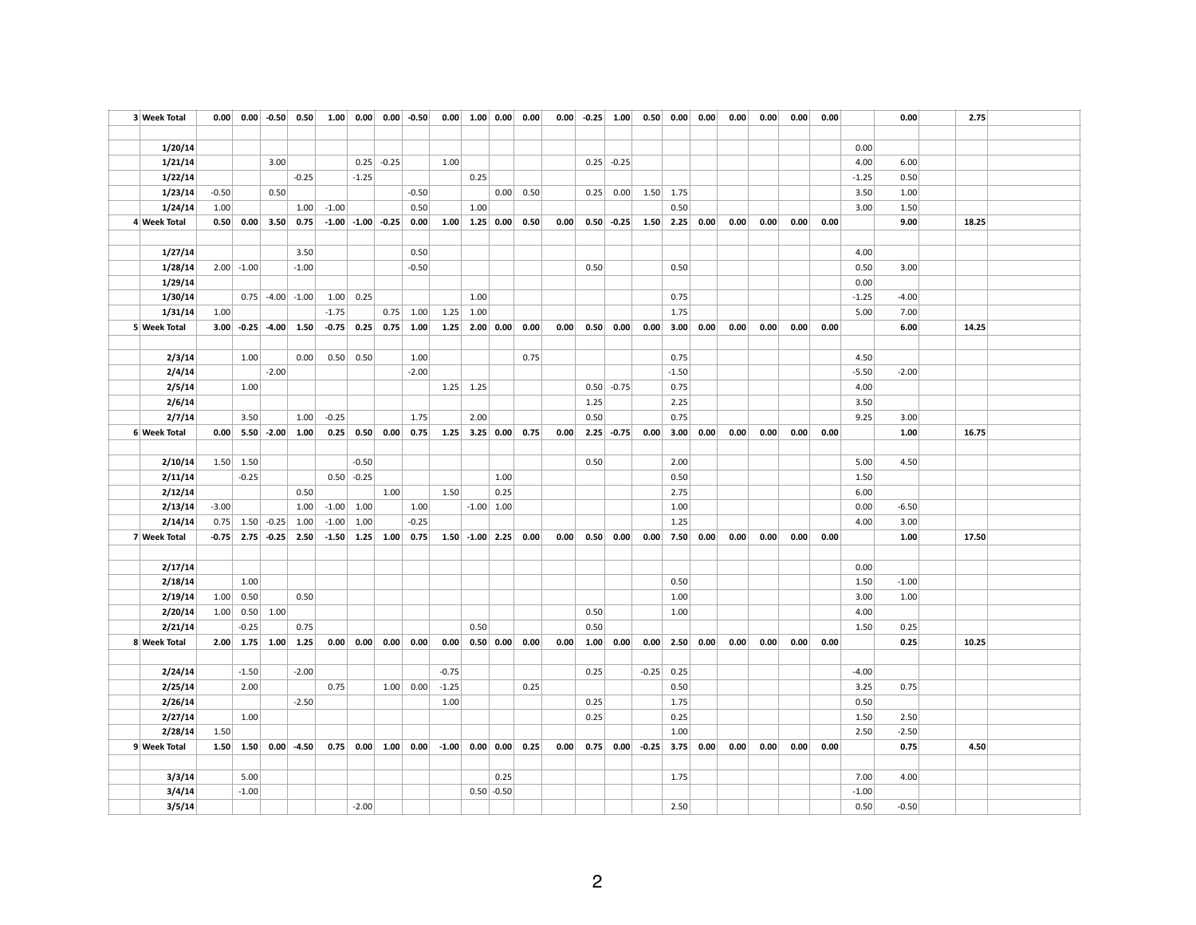| | | | | | | | | | | | | | | | | | | | | | | | | | | |
|---|---|---|---|---|---|---|---|---|---|---|---|---|---|---|---|---|---|---|---|---|---|---|---|---|---|---|
| **3** | **Week Total** | **0.00** | **0.00** | **-0.50** | **0.50** | **1.00** | **0.00** | **0.00** | **-0.50** | **0.00** | **1.00** | **0.00** | **0.00** | **0.00** | **-0.25** | **1.00** | **0.50** | **0.00** | **0.00** | **0.00** | **0.00** | **0.00** | **0.00** | | **0.00** | **2.75** |
| | **1/20/14** | | | | | | | | | | | | | | | | | | | | | | | 0.00 | | |
| | **1/21/14** | | | 3.00 | | | 0.25 | -0.25 | | 1.00 | | | | | 0.25 | -0.25 | | | | | | | | 4.00 | 6.00 | |
| | **1/22/14** | | | | -0.25 | | -1.25 | | | | 0.25 | | | | | | | | | | | | | -1.25 | 0.50 | |
| | **1/23/14** | -0.50 | | 0.50 | | | | | -0.50 | | | 0.00 | 0.50 | | 0.25 | 0.00 | 1.50 | 1.75 | | | | | | 3.50 | 1.00 | |
| | **1/24/14** | 1.00 | | | 1.00 | -1.00 | | | 0.50 | | 1.00 | | | | | | | 0.50 | | | | | | 3.00 | 1.50 | |
| **4** | **Week Total** | **0.50** | **0.00** | **3.50** | **0.75** | **-1.00** | **-1.00** | **-0.25** | **0.00** | **1.00** | **1.25** | **0.00** | **0.50** | **0.00** | **0.50** | **-0.25** | **1.50** | **2.25** | **0.00** | **0.00** | **0.00** | **0.00** | **0.00** | | **9.00** | **18.25** |
| | **1/27/14** | | | | 3.50 | | | | 0.50 | | | | | | | | | | | | | | | 4.00 | | |
| | **1/28/14** | 2.00 | -1.00 | | -1.00 | | | | -0.50 | | | | | | 0.50 | | | 0.50 | | | | | | 0.50 | 3.00 | |
| | **1/29/14** | | | | | | | | | | | | | | | | | | | | | | | 0.00 | | |
| | **1/30/14** | | 0.75 | -4.00 | -1.00 | 1.00 | 0.25 | | | | 1.00 | | | | | | | 0.75 | | | | | | -1.25 | -4.00 | |
| | **1/31/14** | 1.00 | | | | -1.75 | | 0.75 | 1.00 | 1.25 | 1.00 | | | | | | | 1.75 | | | | | | 5.00 | 7.00 | |
| **5** | **Week Total** | **3.00** | **-0.25** | **-4.00** | **1.50** | **-0.75** | **0.25** | **0.75** | **1.00** | **1.25** | **2.00** | **0.00** | **0.00** | **0.00** | **0.50** | **0.00** | **0.00** | **3.00** | **0.00** | **0.00** | **0.00** | **0.00** | **0.00** | | **6.00** | **14.25** |
| | **2/3/14** | | 1.00 | | 0.00 | 0.50 | 0.50 | | 1.00 | | | | 0.75 | | | | | 0.75 | | | | | | 4.50 | | |
| | **2/4/14** | | | -2.00 | | | | | -2.00 | | | | | | | | | -1.50 | | | | | | -5.50 | -2.00 | |
| | **2/5/14** | | 1.00 | | | | | | | 1.25 | 1.25 | | | | 0.50 | -0.75 | | 0.75 | | | | | | 4.00 | | |
| | **2/6/14** | | | | | | | | | | | | | | 1.25 | | | 2.25 | | | | | | 3.50 | | |
| | **2/7/14** | | 3.50 | | 1.00 | -0.25 | | | 1.75 | | 2.00 | | | | 0.50 | | | 0.75 | | | | | | 9.25 | 3.00 | |
| **6** | **Week Total** | **0.00** | **5.50** | **-2.00** | **1.00** | **0.25** | **0.50** | **0.00** | **0.75** | **1.25** | **3.25** | **0.00** | **0.75** | **0.00** | **2.25** | **-0.75** | **0.00** | **3.00** | **0.00** | **0.00** | **0.00** | **0.00** | **0.00** | | **1.00** | **16.75** |
| | **2/10/14** | 1.50 | 1.50 | | | | -0.50 | | | | | | | | 0.50 | | | 2.00 | | | | | | 5.00 | 4.50 | |
| | **2/11/14** | | -0.25 | | | 0.50 | -0.25 | | | | | 1.00 | | | | | | 0.50 | | | | | | 1.50 | | |
| | **2/12/14** | | | | 0.50 | | | 1.00 | | 1.50 | | 0.25 | | | | | | 2.75 | | | | | | 6.00 | | |
| | **2/13/14** | -3.00 | | | 1.00 | -1.00 | 1.00 | | 1.00 | | -1.00 | 1.00 | | | | | | 1.00 | | | | | | 0.00 | -6.50 | |
| | **2/14/14** | 0.75 | 1.50 | -0.25 | 1.00 | -1.00 | 1.00 | | -0.25 | | | | | | | | | 1.25 | | | | | | 4.00 | 3.00 | |
| **7** | **Week Total** | **-0.75** | **2.75** | **-0.25** | **2.50** | **-1.50** | **1.25** | **1.00** | **0.75** | **1.50** | **-1.00** | **2.25** | **0.00** | **0.00** | **0.50** | **0.00** | **0.00** | **7.50** | **0.00** | **0.00** | **0.00** | **0.00** | **0.00** | | **1.00** | **17.50** |
| | **2/17/14** | | | | | | | | | | | | | | | | | | | | | | | 0.00 | | |
| | **2/18/14** | | 1.00 | | | | | | | | | | | | | | | 0.50 | | | | | | 1.50 | -1.00 | |
| | **2/19/14** | 1.00 | 0.50 | | 0.50 | | | | | | | | | | | | | 1.00 | | | | | | 3.00 | 1.00 | |
| | **2/20/14** | 1.00 | 0.50 | 1.00 | | | | | | | | | | | 0.50 | | | 1.00 | | | | | | 4.00 | | |
| | **2/21/14** | | -0.25 | | 0.75 | | | | | | 0.50 | | | | 0.50 | | | | | | | | | 1.50 | 0.25 | |
| **8** | **Week Total** | **2.00** | **1.75** | **1.00** | **1.25** | **0.00** | **0.00** | **0.00** | **0.00** | **0.00** | **0.50** | **0.00** | **0.00** | **0.00** | **1.00** | **0.00** | **0.00** | **2.50** | **0.00** | **0.00** | **0.00** | **0.00** | **0.00** | | **0.25** | **10.25** |
| | **2/24/14** | | -1.50 | | -2.00 | | | | | -0.75 | | | | | 0.25 | | -0.25 | 0.25 | | | | | | -4.00 | | |
| | **2/25/14** | | 2.00 | | | 0.75 | | 1.00 | 0.00 | -1.25 | | | 0.25 | | | | | 0.50 | | | | | | 3.25 | 0.75 | |
| | **2/26/14** | | | | -2.50 | | | | | 1.00 | | | | | 0.25 | | | 1.75 | | | | | | 0.50 | | |
| | **2/27/14** | | 1.00 | | | | | | | | | | | | 0.25 | | | 0.25 | | | | | | 1.50 | 2.50 | |
| | **2/28/14** | 1.50 | | | | | | | | | | | | | | | | 1.00 | | | | | | 2.50 | -2.50 | |
| **9** | **Week Total** | **1.50** | **1.50** | **0.00** | **-4.50** | **0.75** | **0.00** | **1.00** | **0.00** | **-1.00** | **0.00** | **0.00** | **0.25** | **0.00** | **0.75** | **0.00** | **-0.25** | **3.75** | **0.00** | **0.00** | **0.00** | **0.00** | **0.00** | | **0.75** | **4.50** |
| | **3/3/14** | | 5.00 | | | | | | | | | 0.25 | | | | | | 1.75 | | | | | | 7.00 | 4.00 | |
| | **3/4/14** | | -1.00 | | | | | | | | 0.50 | -0.50 | | | | | | | | | | | | -1.00 | | |
| | **3/5/14** | | | | | | -2.00 | | | | | | | | | | | 2.50 | | | | | | 0.50 | -0.50 | |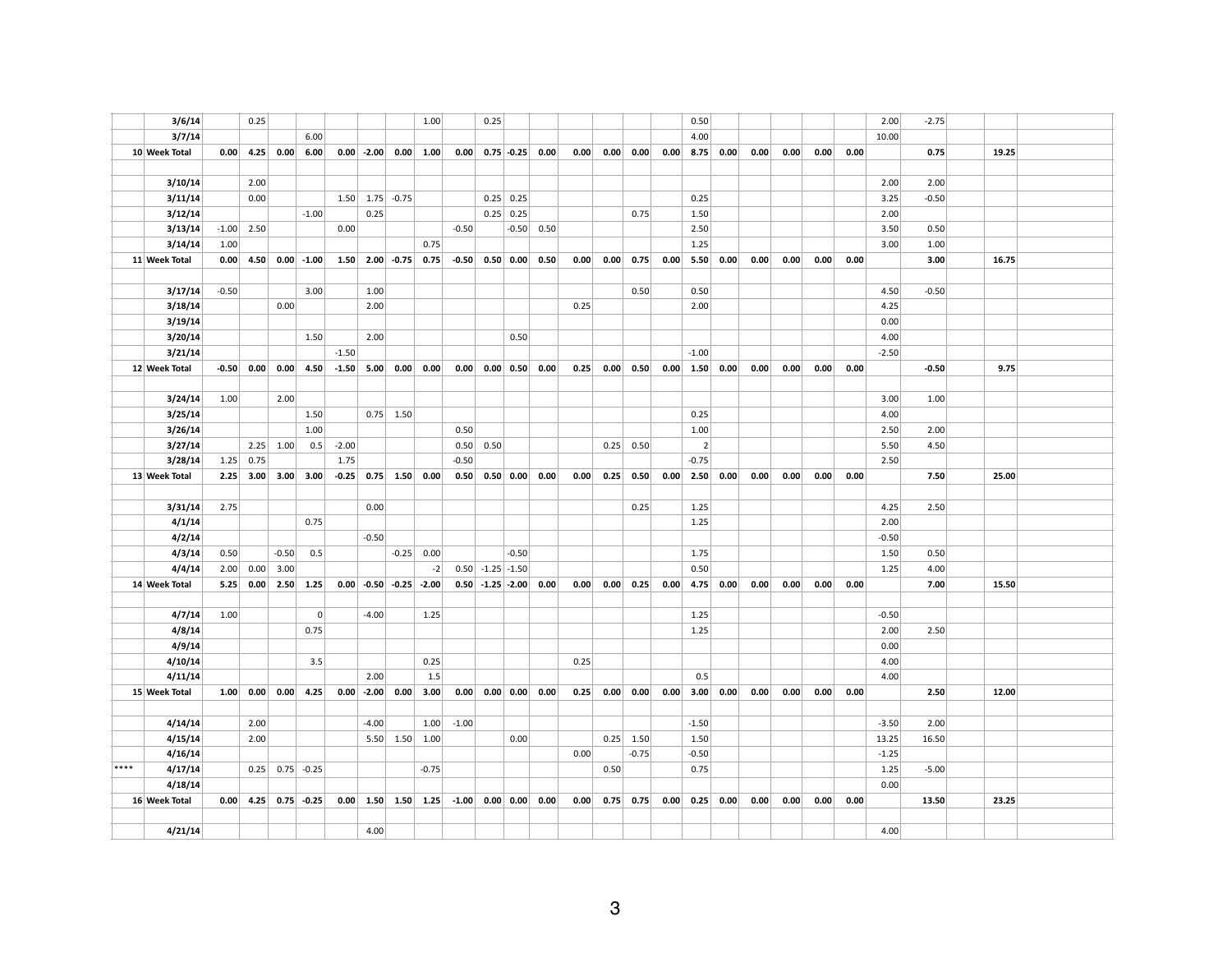| | | | | | | | | | | | | | | | | | | | | | | | | | | | | |
|---|---|---|---|---|---|---|---|---|---|---|---|---|---|---|---|---|---|---|---|---|---|---|---|---|---|---|---|---|
| | 3/6/14 | | 0.25 | | | | | | 1.00 | | 0.25 | | | | | | | 0.50 | | | | | | 2.00 | -2.75 | | | |
| | 3/7/14 | | | | 6.00 | | | | | | | | | | | | | 4.00 | | | | | | 10.00 | | | | |
| | 10 Week Total | 0.00 | 4.25 | 0.00 | 6.00 | 0.00 | -2.00 | 0.00 | 1.00 | 0.00 | 0.75 | -0.25 | 0.00 | 0.00 | 0.00 | 0.00 | 0.00 | 8.75 | 0.00 | 0.00 | 0.00 | 0.00 | 0.00 | | 0.75 | | 19.25 | |
| | | | | | | | | | | | | | | | | | | | | | | | | | | | | |
| | 3/10/14 | | 2.00 | | | | | | | | | | | | | | | | | | | | | 2.00 | 2.00 | | | |
| | 3/11/14 | | 0.00 | | | 1.50 | 1.75 | -0.75 | | | 0.25 | 0.25 | | | | | | 0.25 | | | | | | 3.25 | -0.50 | | | |
| | 3/12/14 | | | | -1.00 | | 0.25 | | | | 0.25 | 0.25 | | | | 0.75 | | 1.50 | | | | | | 2.00 | | | | |
| | 3/13/14 | -1.00 | 2.50 | | | 0.00 | | | | -0.50 | | -0.50 | 0.50 | | | | | 2.50 | | | | | | 3.50 | 0.50 | | | |
| | 3/14/14 | 1.00 | | | | | | | 0.75 | | | | | | | | | 1.25 | | | | | | 3.00 | 1.00 | | | |
| | 11 Week Total | 0.00 | 4.50 | 0.00 | -1.00 | 1.50 | 2.00 | -0.75 | 0.75 | -0.50 | 0.50 | 0.00 | 0.50 | 0.00 | 0.00 | 0.75 | 0.00 | 5.50 | 0.00 | 0.00 | 0.00 | 0.00 | 0.00 | | 3.00 | | 16.75 | |
| | | | | | | | | | | | | | | | | | | | | | | | | | | | | |
| | 3/17/14 | -0.50 | | | 3.00 | | 1.00 | | | | | | | | | 0.50 | | 0.50 | | | | | | 4.50 | -0.50 | | | |
| | 3/18/14 | | | 0.00 | | | 2.00 | | | | | | | 0.25 | | | | 2.00 | | | | | | 4.25 | | | | |
| | 3/19/14 | | | | | | | | | | | | | | | | | | | | | | | 0.00 | | | | |
| | 3/20/14 | | | | 1.50 | | 2.00 | | | | | 0.50 | | | | | | | | | | | | 4.00 | | | | |
| | 3/21/14 | | | | | -1.50 | | | | | | | | | | | | -1.00 | | | | | | -2.50 | | | | |
| | 12 Week Total | -0.50 | 0.00 | 0.00 | 4.50 | -1.50 | 5.00 | 0.00 | 0.00 | 0.00 | 0.00 | 0.50 | 0.00 | 0.25 | 0.00 | 0.50 | 0.00 | 1.50 | 0.00 | 0.00 | 0.00 | 0.00 | 0.00 | | -0.50 | | 9.75 | |
| | | | | | | | | | | | | | | | | | | | | | | | | | | | | |
| | 3/24/14 | 1.00 | | 2.00 | | | | | | | | | | | | | | | | | | | | 3.00 | 1.00 | | | |
| | 3/25/14 | | | | 1.50 | | 0.75 | 1.50 | | | | | | | | | | 0.25 | | | | | | 4.00 | | | | |
| | 3/26/14 | | | | 1.00 | | | | | 0.50 | | | | | | | | 1.00 | | | | | | 2.50 | 2.00 | | | |
| | 3/27/14 | | 2.25 | 1.00 | 0.5 | -2.00 | | | | 0.50 | 0.50 | | | | 0.25 | 0.50 | | 2 | | | | | | 5.50 | 4.50 | | | |
| | 3/28/14 | 1.25 | 0.75 | | | 1.75 | | | | -0.50 | | | | | | | | -0.75 | | | | | | 2.50 | | | | |
| | 13 Week Total | 2.25 | 3.00 | 3.00 | 3.00 | -0.25 | 0.75 | 1.50 | 0.00 | 0.50 | 0.50 | 0.00 | 0.00 | 0.00 | 0.25 | 0.50 | 0.00 | 2.50 | 0.00 | 0.00 | 0.00 | 0.00 | 0.00 | | 7.50 | | 25.00 | |
| | | | | | | | | | | | | | | | | | | | | | | | | | | | | |
| | 3/31/14 | 2.75 | | | | | 0.00 | | | | | | | | | 0.25 | | 1.25 | | | | | | 4.25 | 2.50 | | | |
| | 4/1/14 | | | | 0.75 | | | | | | | | | | | | | 1.25 | | | | | | 2.00 | | | | |
| | 4/2/14 | | | | | | -0.50 | | | | | | | | | | | | | | | | | -0.50 | | | | |
| | 4/3/14 | 0.50 | | -0.50 | 0.5 | | | -0.25 | 0.00 | | | -0.50 | | | | | | 1.75 | | | | | | 1.50 | 0.50 | | | |
| | 4/4/14 | 2.00 | 0.00 | 3.00 | | | | | -2 | 0.50 | -1.25 | -1.50 | | | | | | 0.50 | | | | | | 1.25 | 4.00 | | | |
| | 14 Week Total | 5.25 | 0.00 | 2.50 | 1.25 | 0.00 | -0.50 | -0.25 | -2.00 | 0.50 | -1.25 | -2.00 | 0.00 | 0.00 | 0.00 | 0.25 | 0.00 | 4.75 | 0.00 | 0.00 | 0.00 | 0.00 | 0.00 | | 7.00 | | 15.50 | |
| | | | | | | | | | | | | | | | | | | | | | | | | | | | | |
| | 4/7/14 | 1.00 | | | 0 | | -4.00 | | 1.25 | | | | | | | | | 1.25 | | | | | | -0.50 | | | | |
| | 4/8/14 | | | | 0.75 | | | | | | | | | | | | | 1.25 | | | | | | 2.00 | 2.50 | | | |
| | 4/9/14 | | | | | | | | | | | | | | | | | | | | | | | 0.00 | | | | |
| | 4/10/14 | | | | 3.5 | | | | 0.25 | | | | | 0.25 | | | | | | | | | | 4.00 | | | | |
| | 4/11/14 | | | | | | 2.00 | | 1.5 | | | | | | | | | 0.5 | | | | | | 4.00 | | | | |
| | 15 Week Total | 1.00 | 0.00 | 0.00 | 4.25 | 0.00 | -2.00 | 0.00 | 3.00 | 0.00 | 0.00 | 0.00 | 0.00 | 0.25 | 0.00 | 0.00 | 0.00 | 3.00 | 0.00 | 0.00 | 0.00 | 0.00 | 0.00 | | 2.50 | | 12.00 | |
| | | | | | | | | | | | | | | | | | | | | | | | | | | | | |
| | 4/14/14 | | 2.00 | | | | -4.00 | | 1.00 | -1.00 | | | | | | | | -1.50 | | | | | | -3.50 | 2.00 | | | |
| | 4/15/14 | | 2.00 | | | | 5.50 | 1.50 | 1.00 | | | 0.00 | | | 0.25 | 1.50 | | 1.50 | | | | | | 13.25 | 16.50 | | | |
| | 4/16/14 | | | | | | | | | | | | | 0.00 | | -0.75 | | -0.50 | | | | | | -1.25 | | | | |
| **** | 4/17/14 | | 0.25 | 0.75 | -0.25 | | | | -0.75 | | | | | | 0.50 | | | 0.75 | | | | | | 1.25 | -5.00 | | | |
| | 4/18/14 | | | | | | | | | | | | | | | | | | | | | | | 0.00 | | | | |
| | 16 Week Total | 0.00 | 4.25 | 0.75 | -0.25 | 0.00 | 1.50 | 1.50 | 1.25 | -1.00 | 0.00 | 0.00 | 0.00 | 0.00 | 0.75 | 0.75 | 0.00 | 0.25 | 0.00 | 0.00 | 0.00 | 0.00 | 0.00 | | 13.50 | | 23.25 | |
| | | | | | | | | | | | | | | | | | | | | | | | | | | | | |
| | 4/21/14 | | | | | | 4.00 | | | | | | | | | | | | | | | | | 4.00 | | | | |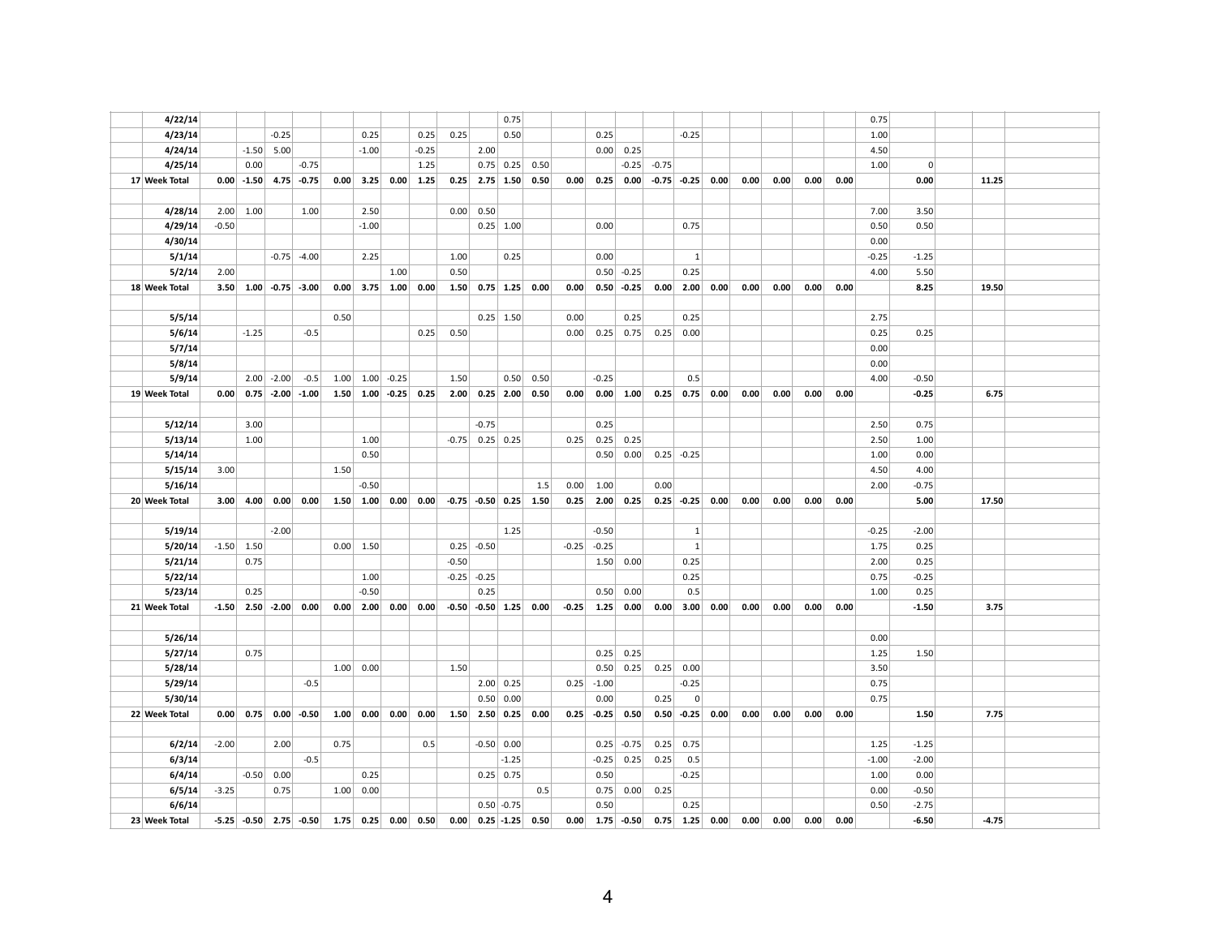| | | | | | | | | | | | | | | | | | | | | | | | | | | | |
|---|---|---|---|---|---|---|---|---|---|---|---|---|---|---|---|---|---|---|---|---|---|---|---|---|---|---|---|
| | 4/22/14 | | | | | | | | | | | 0.75 | | | | | | | | | | | | 0.75 | | | |
| | 4/23/14 | | | -0.25 | | | 0.25 | | 0.25 | 0.25 | | 0.50 | | | 0.25 | | | -0.25 | | | | | | 1.00 | | | |
| | 4/24/14 | | -1.50 | 5.00 | | | -1.00 | | -0.25 | | 2.00 | | | | 0.00 | 0.25 | | | | | | | | 4.50 | | | |
| | 4/25/14 | | 0.00 | | -0.75 | | | | 1.25 | | 0.75 | 0.25 | 0.50 | | | -0.25 | -0.75 | | | | | | | 1.00 | 0 | | |
| **17** | **Week Total** | **0.00** | **-1.50** | **4.75** | **-0.75** | **0.00** | **3.25** | **0.00** | **1.25** | **0.25** | **2.75** | **1.50** | **0.50** | **0.00** | **0.25** | **0.00** | **-0.75** | **-0.25** | **0.00** | **0.00** | **0.00** | **0.00** | **0.00** | | **0.00** | | **11.25** |
| | | | | | | | | | | | | | | | | | | | | | | | | | | | |
| | 4/28/14 | 2.00 | 1.00 | | 1.00 | | 2.50 | | | 0.00 | 0.50 | | | | | | | | | | | | | 7.00 | 3.50 | | |
| | 4/29/14 | -0.50 | | | | | -1.00 | | | | 0.25 | 1.00 | | | 0.00 | | | 0.75 | | | | | | 0.50 | 0.50 | | |
| | 4/30/14 | | | | | | | | | | | | | | | | | | | | | | | 0.00 | | | |
| | 5/1/14 | | | -0.75 | -4.00 | | 2.25 | | | 1.00 | | 0.25 | | | 0.00 | | | 1 | | | | | | -0.25 | -1.25 | | |
| | 5/2/14 | 2.00 | | | | | | 1.00 | | 0.50 | | | | | 0.50 | -0.25 | | 0.25 | | | | | | 4.00 | 5.50 | | |
| **18** | **Week Total** | **3.50** | **1.00** | **-0.75** | **-3.00** | **0.00** | **3.75** | **1.00** | **0.00** | **1.50** | **0.75** | **1.25** | **0.00** | **0.00** | **0.50** | **-0.25** | **0.00** | **2.00** | **0.00** | **0.00** | **0.00** | **0.00** | **0.00** | | **8.25** | | **19.50** |
| | | | | | | | | | | | | | | | | | | | | | | | | | | | |
| | 5/5/14 | | | | | 0.50 | | | | | 0.25 | 1.50 | | 0.00 | | 0.25 | | 0.25 | | | | | | 2.75 | | | |
| | 5/6/14 | | -1.25 | | -0.5 | | | | 0.25 | 0.50 | | | | 0.00 | 0.25 | 0.75 | 0.25 | 0.00 | | | | | | 0.25 | 0.25 | | |
| | 5/7/14 | | | | | | | | | | | | | | | | | | | | | | | 0.00 | | | |
| | 5/8/14 | | | | | | | | | | | | | | | | | | | | | | | 0.00 | | | |
| | 5/9/14 | | 2.00 | -2.00 | -0.5 | 1.00 | 1.00 | -0.25 | | 1.50 | | 0.50 | 0.50 | | -0.25 | | | 0.5 | | | | | | 4.00 | -0.50 | | |
| **19** | **Week Total** | **0.00** | **0.75** | **-2.00** | **-1.00** | **1.50** | **1.00** | **-0.25** | **0.25** | **2.00** | **0.25** | **2.00** | **0.50** | **0.00** | **0.00** | **1.00** | **0.25** | **0.75** | **0.00** | **0.00** | **0.00** | **0.00** | **0.00** | | **-0.25** | | **6.75** |
| | | | | | | | | | | | | | | | | | | | | | | | | | | | |
| | 5/12/14 | | 3.00 | | | | | | | | -0.75 | | | | 0.25 | | | | | | | | | 2.50 | 0.75 | | |
| | 5/13/14 | | 1.00 | | | | 1.00 | | | -0.75 | 0.25 | 0.25 | | 0.25 | 0.25 | 0.25 | | | | | | | | 2.50 | 1.00 | | |
| | 5/14/14 | | | | | | 0.50 | | | | | | | | 0.50 | 0.00 | 0.25 | -0.25 | | | | | | 1.00 | 0.00 | | |
| | 5/15/14 | 3.00 | | | | 1.50 | | | | | | | | | | | | | | | | | | 4.50 | 4.00 | | |
| | 5/16/14 | | | | | | -0.50 | | | | | | 1.5 | 0.00 | 1.00 | | 0.00 | | | | | | | 2.00 | -0.75 | | |
| **20** | **Week Total** | **3.00** | **4.00** | **0.00** | **0.00** | **1.50** | **1.00** | **0.00** | **0.00** | **-0.75** | **-0.50** | **0.25** | **1.50** | **0.25** | **2.00** | **0.25** | **0.25** | **-0.25** | **0.00** | **0.00** | **0.00** | **0.00** | **0.00** | | **5.00** | | **17.50** |
| | | | | | | | | | | | | | | | | | | | | | | | | | | | |
| | 5/19/14 | | | -2.00 | | | | | | | | 1.25 | | | -0.50 | | | 1 | | | | | | -0.25 | -2.00 | | |
| | 5/20/14 | -1.50 | 1.50 | | | 0.00 | 1.50 | | | 0.25 | -0.50 | | | -0.25 | -0.25 | | | 1 | | | | | | 1.75 | 0.25 | | |
| | 5/21/14 | | 0.75 | | | | | | | -0.50 | | | | | 1.50 | 0.00 | | 0.25 | | | | | | 2.00 | 0.25 | | |
| | 5/22/14 | | | | | | 1.00 | | | -0.25 | -0.25 | | | | | | | 0.25 | | | | | | 0.75 | -0.25 | | |
| | 5/23/14 | | 0.25 | | | | -0.50 | | | | 0.25 | | | | 0.50 | 0.00 | | 0.5 | | | | | | 1.00 | 0.25 | | |
| **21** | **Week Total** | **-1.50** | **2.50** | **-2.00** | **0.00** | **0.00** | **2.00** | **0.00** | **0.00** | **-0.50** | **-0.50** | **1.25** | **0.00** | **-0.25** | **1.25** | **0.00** | **0.00** | **3.00** | **0.00** | **0.00** | **0.00** | **0.00** | **0.00** | | **-1.50** | | **3.75** |
| | | | | | | | | | | | | | | | | | | | | | | | | | | | |
| | 5/26/14 | | | | | | | | | | | | | | | | | | | | | | | 0.00 | | | |
| | 5/27/14 | | 0.75 | | | | | | | | | | | | 0.25 | 0.25 | | | | | | | | 1.25 | 1.50 | | |
| | 5/28/14 | | | | | 1.00 | 0.00 | | | 1.50 | | | | | 0.50 | 0.25 | 0.25 | 0.00 | | | | | | 3.50 | | | |
| | 5/29/14 | | | | -0.5 | | | | | | 2.00 | 0.25 | | 0.25 | -1.00 | | | -0.25 | | | | | | 0.75 | | | |
| | 5/30/14 | | | | | | | | | | 0.50 | 0.00 | | | 0.00 | | 0.25 | 0 | | | | | | 0.75 | | | |
| **22** | **Week Total** | **0.00** | **0.75** | **0.00** | **-0.50** | **1.00** | **0.00** | **0.00** | **0.00** | **1.50** | **2.50** | **0.25** | **0.00** | **0.25** | **-0.25** | **0.50** | **0.50** | **-0.25** | **0.00** | **0.00** | **0.00** | **0.00** | **0.00** | | **1.50** | | **7.75** |
| | | | | | | | | | | | | | | | | | | | | | | | | | | | |
| | 6/2/14 | -2.00 | | 2.00 | | 0.75 | | | 0.5 | | -0.50 | 0.00 | | | 0.25 | -0.75 | 0.25 | 0.75 | | | | | | 1.25 | -1.25 | | |
| | 6/3/14 | | | | -0.5 | | | | | | | -1.25 | | | -0.25 | 0.25 | 0.25 | 0.5 | | | | | | -1.00 | -2.00 | | |
| | 6/4/14 | | -0.50 | 0.00 | | | 0.25 | | | | 0.25 | 0.75 | | | 0.50 | | | -0.25 | | | | | | 1.00 | 0.00 | | |
| | 6/5/14 | -3.25 | | 0.75 | | 1.00 | 0.00 | | | | | | 0.5 | | 0.75 | 0.00 | 0.25 | | | | | | | 0.00 | -0.50 | | |
| | 6/6/14 | | | | | | | | | | 0.50 | -0.75 | | | 0.50 | | | 0.25 | | | | | | 0.50 | -2.75 | | |
| **23** | **Week Total** | **-5.25** | **-0.50** | **2.75** | **-0.50** | **1.75** | **0.25** | **0.00** | **0.50** | **0.00** | **0.25** | **-1.25** | **0.50** | **0.00** | **1.75** | **-0.50** | **0.75** | **1.25** | **0.00** | **0.00** | **0.00** | **0.00** | **0.00** | | **-6.50** | | **-4.75** |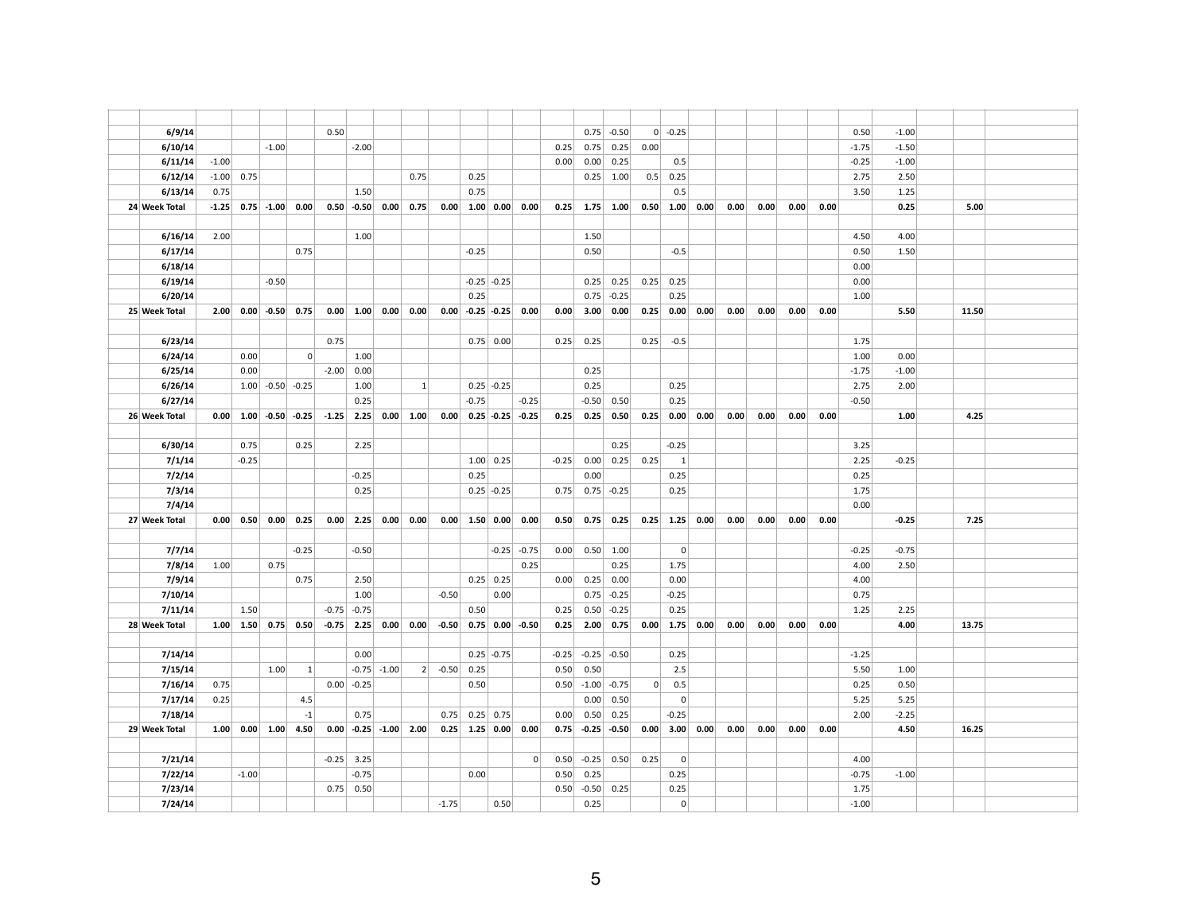| | | | | | | | | | | | | | | | | | | | | | | | | | | | |
|---|---|---|---|---|---|---|---|---|---|---|---|---|---|---|---|---|---|---|---|---|---|---|---|---|---|---|---|
| | 6/9/14 | | | | | 0.50 | | | | | | | | | 0.75 | -0.50 | 0 | -0.25 | | | | | | 0.50 | -1.00 | | |
| | 6/10/14 | | | -1.00 | | | -2.00 | | | | | | | 0.25 | 0.75 | 0.25 | 0.00 | | | | | | | -1.75 | -1.50 | | |
| | 6/11/14 | -1.00 | | | | | | | | | | | | 0.00 | 0.00 | 0.25 | | 0.5 | | | | | | -0.25 | -1.00 | | |
| | 6/12/14 | -1.00 | 0.75 | | | | | | 0.75 | | 0.25 | | | | 0.25 | 1.00 | 0.5 | 0.25 | | | | | | 2.75 | 2.50 | | |
| | 6/13/14 | 0.75 | | | | | 1.50 | | | | 0.75 | | | | | | | 0.5 | | | | | | 3.50 | 1.25 | | |
| **24** | **Week Total** | **-1.25** | **0.75** | **-1.00** | **0.00** | **0.50** | **-0.50** | **0.00** | **0.75** | **0.00** | **1.00** | **0.00** | **0.00** | **0.25** | **1.75** | **1.00** | **0.50** | **1.00** | **0.00** | **0.00** | **0.00** | **0.00** | **0.00** | | **0.25** | | **5.00** |
| | 6/16/14 | 2.00 | | | | | 1.00 | | | | | | | | 1.50 | | | | | | | | | 4.50 | 4.00 | | |
| | 6/17/14 | | | | 0.75 | | | | | | -0.25 | | | | 0.50 | | | -0.5 | | | | | | 0.50 | 1.50 | | |
| | 6/18/14 | | | | | | | | | | | | | | | | | | | | | | | 0.00 | | | |
| | 6/19/14 | | | -0.50 | | | | | | | -0.25 | -0.25 | | | 0.25 | 0.25 | 0.25 | 0.25 | | | | | | 0.00 | | | |
| | 6/20/14 | | | | | | | | | | 0.25 | | | | 0.75 | -0.25 | | 0.25 | | | | | | 1.00 | | | |
| **25** | **Week Total** | **2.00** | **0.00** | **-0.50** | **0.75** | **0.00** | **1.00** | **0.00** | **0.00** | **0.00** | **-0.25** | **-0.25** | **0.00** | **0.00** | **3.00** | **0.00** | **0.25** | **0.00** | **0.00** | **0.00** | **0.00** | **0.00** | **0.00** | | **5.50** | | **11.50** |
| | 6/23/14 | | | | | 0.75 | | | | | 0.75 | 0.00 | | 0.25 | 0.25 | | 0.25 | -0.5 | | | | | | 1.75 | | | |
| | 6/24/14 | | 0.00 | | 0 | | 1.00 | | | | | | | | | | | | | | | | | 1.00 | 0.00 | | |
| | 6/25/14 | | 0.00 | | | -2.00 | 0.00 | | | | | | | | 0.25 | | | | | | | | | -1.75 | -1.00 | | |
| | 6/26/14 | | 1.00 | -0.50 | -0.25 | | 1.00 | | 1 | | 0.25 | -0.25 | | | 0.25 | | | 0.25 | | | | | | 2.75 | 2.00 | | |
| | 6/27/14 | | | | | | 0.25 | | | | -0.75 | | -0.25 | | -0.50 | 0.50 | | 0.25 | | | | | | -0.50 | | | |
| **26** | **Week Total** | **0.00** | **1.00** | **-0.50** | **-0.25** | **-1.25** | **2.25** | **0.00** | **1.00** | **0.00** | **0.25** | **-0.25** | **-0.25** | **0.25** | **0.25** | **0.50** | **0.25** | **0.00** | **0.00** | **0.00** | **0.00** | **0.00** | **0.00** | | **1.00** | | **4.25** |
| | 6/30/14 | | 0.75 | | 0.25 | | 2.25 | | | | | | | | | 0.25 | | -0.25 | | | | | | 3.25 | | | |
| | 7/1/14 | | -0.25 | | | | | | | | 1.00 | 0.25 | | -0.25 | 0.00 | 0.25 | 0.25 | 1 | | | | | | 2.25 | -0.25 | | |
| | 7/2/14 | | | | | | -0.25 | | | | 0.25 | | | | 0.00 | | | 0.25 | | | | | | 0.25 | | | |
| | 7/3/14 | | | | | | 0.25 | | | | 0.25 | -0.25 | | 0.75 | 0.75 | -0.25 | | 0.25 | | | | | | 1.75 | | | |
| | 7/4/14 | | | | | | | | | | | | | | | | | | | | | | | 0.00 | | | |
| **27** | **Week Total** | **0.00** | **0.50** | **0.00** | **0.25** | **0.00** | **2.25** | **0.00** | **0.00** | **0.00** | **1.50** | **0.00** | **0.00** | **0.50** | **0.75** | **0.25** | **0.25** | **1.25** | **0.00** | **0.00** | **0.00** | **0.00** | **0.00** | | **-0.25** | | **7.25** |
| | 7/7/14 | | | | -0.25 | | -0.50 | | | | | -0.25 | -0.75 | 0.00 | 0.50 | 1.00 | | 0 | | | | | | -0.25 | -0.75 | | |
| | 7/8/14 | 1.00 | | 0.75 | | | | | | | | | 0.25 | | | 0.25 | | 1.75 | | | | | | 4.00 | 2.50 | | |
| | 7/9/14 | | | | 0.75 | | 2.50 | | | | 0.25 | 0.25 | | 0.00 | 0.25 | 0.00 | | 0.00 | | | | | | 4.00 | | | |
| | 7/10/14 | | | | | | 1.00 | | | -0.50 | | 0.00 | | | 0.75 | -0.25 | | -0.25 | | | | | | 0.75 | | | |
| | 7/11/14 | | 1.50 | | | -0.75 | -0.75 | | | | 0.50 | | | 0.25 | 0.50 | -0.25 | | 0.25 | | | | | | 1.25 | 2.25 | | |
| **28** | **Week Total** | **1.00** | **1.50** | **0.75** | **0.50** | **-0.75** | **2.25** | **0.00** | **0.00** | **-0.50** | **0.75** | **0.00** | **-0.50** | **0.25** | **2.00** | **0.75** | **0.00** | **1.75** | **0.00** | **0.00** | **0.00** | **0.00** | **0.00** | | **4.00** | | **13.75** |
| | 7/14/14 | | | | | | 0.00 | | | | 0.25 | -0.75 | | -0.25 | -0.25 | -0.50 | | 0.25 | | | | | | -1.25 | | | |
| | 7/15/14 | | | 1.00 | 1 | | -0.75 | -1.00 | 2 | -0.50 | 0.25 | | | 0.50 | 0.50 | | | 2.5 | | | | | | 5.50 | 1.00 | | |
| | 7/16/14 | 0.75 | | | | 0.00 | -0.25 | | | | 0.50 | | | 0.50 | -1.00 | -0.75 | 0 | 0.5 | | | | | | 0.25 | 0.50 | | |
| | 7/17/14 | 0.25 | | | 4.5 | | | | | | | | | | 0.00 | 0.50 | | 0 | | | | | | 5.25 | 5.25 | | |
| | 7/18/14 | | | | -1 | | 0.75 | | | 0.75 | 0.25 | 0.75 | | 0.00 | 0.50 | 0.25 | | -0.25 | | | | | | 2.00 | -2.25 | | |
| **29** | **Week Total** | **1.00** | **0.00** | **1.00** | **4.50** | **0.00** | **-0.25** | **-1.00** | **2.00** | **0.25** | **1.25** | **0.00** | **0.00** | **0.75** | **-0.25** | **-0.50** | **0.00** | **3.00** | **0.00** | **0.00** | **0.00** | **0.00** | **0.00** | | **4.50** | | **16.25** |
| | 7/21/14 | | | | | -0.25 | 3.25 | | | | | | 0 | 0.50 | -0.25 | 0.50 | 0.25 | 0 | | | | | | 4.00 | | | |
| | 7/22/14 | | -1.00 | | | | -0.75 | | | | 0.00 | | | 0.50 | 0.25 | | | 0.25 | | | | | | -0.75 | -1.00 | | |
| | 7/23/14 | | | | | 0.75 | 0.50 | | | | | | | 0.50 | -0.50 | 0.25 | | 0.25 | | | | | | 1.75 | | | |
| | 7/24/14 | | | | | | | | | -1.75 | | 0.50 | | | 0.25 | | | 0 | | | | | | -1.00 | | | |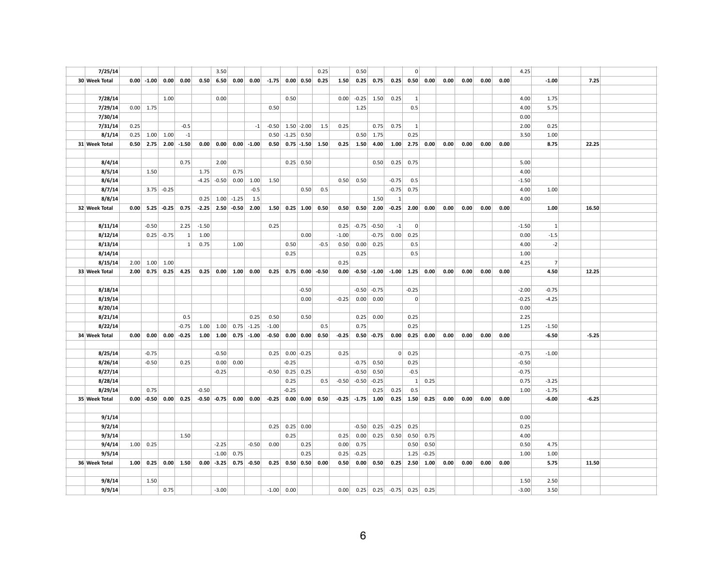| | | | | | | | | | | | | | | | | | | | | | | | | | | | |
|---|---|---|---|---|---|---|---|---|---|---|---|---|---|---|---|---|---|---|---|---|---|---|---|---|---|---|---|
| | **7/25/14** | | | | | | 3.50 | | | | | | 0.25 | | 0.50 | | | 0 | | | | | | 4.25 | | | |
| 30 | **Week Total** | **0.00** | **-1.00** | **0.00** | **0.00** | **0.50** | **6.50** | **0.00** | **0.00** | **-1.75** | **0.00** | **0.50** | **0.25** | **1.50** | **0.25** | **0.75** | **0.25** | **0.50** | **0.00** | **0.00** | **0.00** | **0.00** | **0.00** | | **-1.00** | | **7.25** |
| | **7/28/14** | | | 1.00 | | | 0.00 | | | | 0.50 | | | 0.00 | -0.25 | 1.50 | 0.25 | 1 | | | | | | 4.00 | 1.75 | | |
| | **7/29/14** | 0.00 | 1.75 | | | | | | | 0.50 | | | | | 1.25 | | | 0.5 | | | | | | 4.00 | 5.75 | | |
| | **7/30/14** | | | | | | | | | | | | | | | | | | | | | | | 0.00 | | | |
| | **7/31/14** | 0.25 | | | -0.5 | | | | -1 | -0.50 | 1.50 | -2.00 | 1.5 | 0.25 | | 0.75 | 0.75 | 1 | | | | | | 2.00 | 0.25 | | |
| | **8/1/14** | 0.25 | 1.00 | 1.00 | -1 | | | | | 0.50 | -1.25 | 0.50 | | | 0.50 | 1.75 | | 0.25 | | | | | | 3.50 | 1.00 | | |
| 31 | **Week Total** | **0.50** | **2.75** | **2.00** | **-1.50** | **0.00** | **0.00** | **0.00** | **-1.00** | **0.50** | **0.75** | **-1.50** | **1.50** | **0.25** | **1.50** | **4.00** | **1.00** | **2.75** | **0.00** | **0.00** | **0.00** | **0.00** | **0.00** | | **8.75** | | **22.25** |
| | **8/4/14** | | | | 0.75 | | 2.00 | | | | 0.25 | 0.50 | | | | 0.50 | 0.25 | 0.75 | | | | | | 5.00 | | | |
| | **8/5/14** | | 1.50 | | | 1.75 | | 0.75 | | | | | | | | | | | | | | | | 4.00 | | | |
| | **8/6/14** | | | | | -4.25 | -0.50 | 0.00 | 1.00 | 1.50 | | | | 0.50 | 0.50 | | -0.75 | 0.5 | | | | | | -1.50 | | | |
| | **8/7/14** | | 3.75 | -0.25 | | | | | -0.5 | | | 0.50 | 0.5 | | | | -0.75 | 0.75 | | | | | | 4.00 | 1.00 | | |
| | **8/8/14** | | | | | 0.25 | 1.00 | -1.25 | 1.5 | | | | | | | 1.50 | 1 | | | | | | | 4.00 | | | |
| 32 | **Week Total** | **0.00** | **5.25** | **-0.25** | **0.75** | **-2.25** | **2.50** | **-0.50** | **2.00** | **1.50** | **0.25** | **1.00** | **0.50** | **0.50** | **0.50** | **2.00** | **-0.25** | **2.00** | **0.00** | **0.00** | **0.00** | **0.00** | **0.00** | | **1.00** | | **16.50** |
| | **8/11/14** | | -0.50 | | 2.25 | -1.50 | | | | 0.25 | | | | 0.25 | -0.75 | -0.50 | -1 | 0 | | | | | | -1.50 | 1 | | |
| | **8/12/14** | | 0.25 | -0.75 | 1 | 1.00 | | | | | | 0.00 | | -1.00 | | -0.75 | 0.00 | 0.25 | | | | | | 0.00 | -1.5 | | |
| | **8/13/14** | | | | 1 | 0.75 | | 1.00 | | | 0.50 | | -0.5 | 0.50 | 0.00 | 0.25 | | 0.5 | | | | | | 4.00 | -2 | | |
| | **8/14/14** | | | | | | | | | | 0.25 | | | | 0.25 | | | 0.5 | | | | | | 1.00 | | | |
| | **8/15/14** | 2.00 | 1.00 | 1.00 | | | | | | | | | | 0.25 | | | | | | | | | | 4.25 | 7 | | |
| 33 | **Week Total** | **2.00** | **0.75** | **0.25** | **4.25** | **0.25** | **0.00** | **1.00** | **0.00** | **0.25** | **0.75** | **0.00** | **-0.50** | **0.00** | **-0.50** | **-1.00** | **-1.00** | **1.25** | **0.00** | **0.00** | **0.00** | **0.00** | **0.00** | | **4.50** | | **12.25** |
| | **8/18/14** | | | | | | | | | | | -0.50 | | | -0.50 | -0.75 | | -0.25 | | | | | | -2.00 | -0.75 | | |
| | **8/19/14** | | | | | | | | | | | 0.00 | | -0.25 | 0.00 | 0.00 | | 0 | | | | | | -0.25 | -4.25 | | |
| | **8/20/14** | | | | | | | | | | | | | | | | | | | | | | | 0.00 | | | |
| | **8/21/14** | | | | 0.5 | | | | 0.25 | 0.50 | | 0.50 | | | 0.25 | 0.00 | | 0.25 | | | | | | 2.25 | | | |
| | **8/22/14** | | | | -0.75 | 1.00 | 1.00 | 0.75 | -1.25 | -1.00 | | | 0.5 | | 0.75 | | | 0.25 | | | | | | 1.25 | -1.50 | | |
| 34 | **Week Total** | **0.00** | **0.00** | **0.00** | **-0.25** | **1.00** | **1.00** | **0.75** | **-1.00** | **-0.50** | **0.00** | **0.00** | **0.50** | **-0.25** | **0.50** | **-0.75** | **0.00** | **0.25** | **0.00** | **0.00** | **0.00** | **0.00** | **0.00** | | **-6.50** | | **-5.25** |
| | **8/25/14** | | -0.75 | | | | -0.50 | | | 0.25 | 0.00 | -0.25 | | 0.25 | | | 0 | 0.25 | | | | | | -0.75 | -1.00 | | |
| | **8/26/14** | | -0.50 | | 0.25 | | 0.00 | 0.00 | | | -0.25 | | | | -0.75 | 0.50 | | 0.25 | | | | | | -0.50 | | | |
| | **8/27/14** | | | | | | -0.25 | | | -0.50 | 0.25 | 0.25 | | | -0.50 | 0.50 | | -0.5 | | | | | | -0.75 | | | |
| | **8/28/14** | | | | | | | | | | 0.25 | | 0.5 | -0.50 | -0.50 | -0.25 | | 1 | 0.25 | | | | | 0.75 | -3.25 | | |
| | **8/29/14** | | 0.75 | | | -0.50 | | | | | -0.25 | | | | | 0.25 | 0.25 | 0.5 | | | | | | 1.00 | -1.75 | | |
| 35 | **Week Total** | **0.00** | **-0.50** | **0.00** | **0.25** | **-0.50** | **-0.75** | **0.00** | **0.00** | **-0.25** | **0.00** | **0.00** | **0.50** | **-0.25** | **-1.75** | **1.00** | **0.25** | **1.50** | **0.25** | **0.00** | **0.00** | **0.00** | **0.00** | | **-6.00** | | **-6.25** |
| | **9/1/14** | | | | | | | | | | | | | | | | | | | | | | | 0.00 | | | |
| | **9/2/14** | | | | | | | | | 0.25 | 0.25 | 0.00 | | | -0.50 | 0.25 | -0.25 | 0.25 | | | | | | 0.25 | | | |
| | **9/3/14** | | | | 1.50 | | | | | | 0.25 | | | 0.25 | 0.00 | 0.25 | 0.50 | 0.50 | 0.75 | | | | | 4.00 | | | |
| | **9/4/14** | 1.00 | 0.25 | | | | -2.25 | | -0.50 | 0.00 | | 0.25 | | 0.00 | 0.75 | | | 0.50 | 0.50 | | | | | 0.50 | 4.75 | | |
| | **9/5/14** | | | | | | -1.00 | 0.75 | | | | 0.25 | | 0.25 | -0.25 | | | 1.25 | -0.25 | | | | | 1.00 | 1.00 | | |
| 36 | **Week Total** | **1.00** | **0.25** | **0.00** | **1.50** | **0.00** | **-3.25** | **0.75** | **-0.50** | **0.25** | **0.50** | **0.50** | **0.00** | **0.50** | **0.00** | **0.50** | **0.25** | **2.50** | **1.00** | **0.00** | **0.00** | **0.00** | **0.00** | | **5.75** | | **11.50** |
| | **9/8/14** | | 1.50 | | | | | | | | | | | | | | | | | | | | | 1.50 | 2.50 | | |
| | **9/9/14** | | | 0.75 | | | -3.00 | | | -1.00 | 0.00 | | | 0.00 | 0.25 | 0.25 | -0.75 | 0.25 | 0.25 | | | | | -3.00 | 3.50 | | |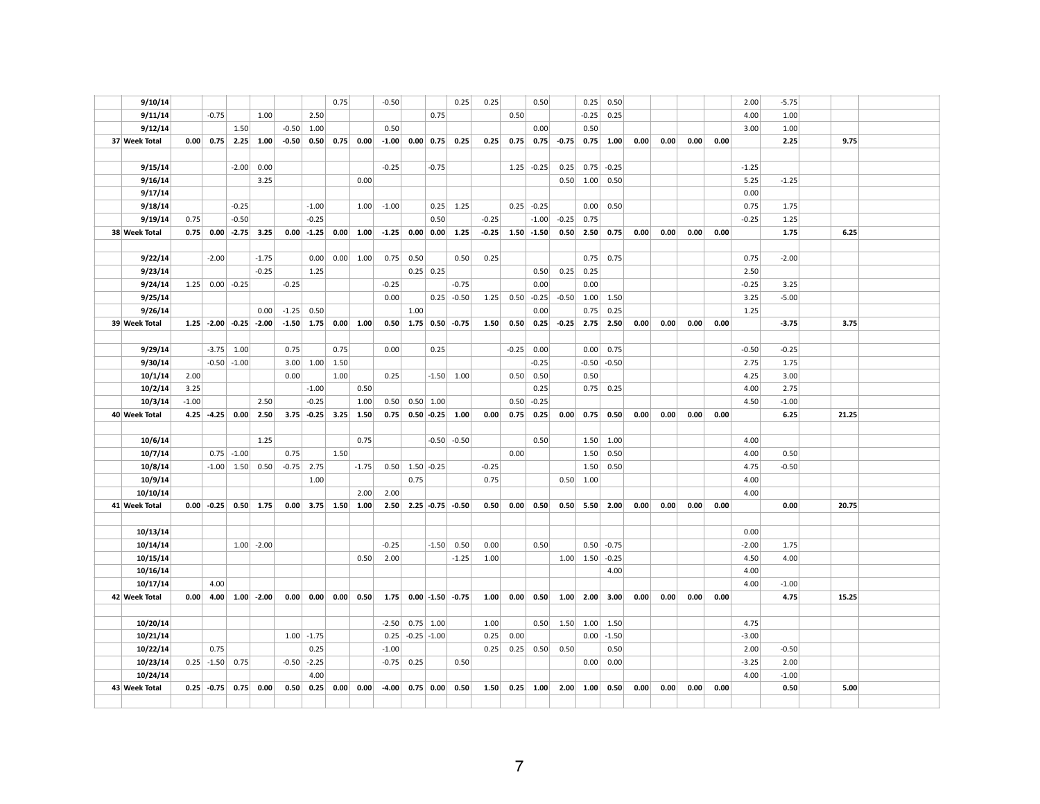| | | | | | | | | | | | | | | | | | | | | | | | | | | | |
|---|---|---|---|---|---|---|---|---|---|---|---|---|---|---|---|---|---|---|---|---|---|---|---|---|---|---|---|
| | 9/10/14 | | | | | | | 0.75 | | -0.50 | | | 0.25 | 0.25 | | 0.50 | | 0.25 | 0.50 | | | | | 2.00 | -5.75 | | |
| | 9/11/14 | | -0.75 | | 1.00 | | 2.50 | | | | | 0.75 | | | 0.50 | | | -0.25 | 0.25 | | | | | 4.00 | 1.00 | | |
| | 9/12/14 | | | 1.50 | | -0.50 | 1.00 | | | 0.50 | | | | | | 0.00 | | 0.50 | | | | | | 3.00 | 1.00 | | |
| 37 | Week Total | 0.00 | 0.75 | 2.25 | 1.00 | -0.50 | 0.50 | 0.75 | 0.00 | -1.00 | 0.00 | 0.75 | 0.25 | 0.25 | 0.75 | 0.75 | -0.75 | 0.75 | 1.00 | 0.00 | 0.00 | 0.00 | 0.00 | | 2.25 | | 9.75 |
| | 9/15/14 | | | -2.00 | 0.00 | | | | | -0.25 | | -0.75 | | | 1.25 | -0.25 | 0.25 | 0.75 | -0.25 | | | | | -1.25 | | | |
| | 9/16/14 | | | | 3.25 | | | | 0.00 | | | | | | | | 0.50 | 1.00 | 0.50 | | | | | 5.25 | -1.25 | | |
| | 9/17/14 | | | | | | | | | | | | | | | | | | | | | | | 0.00 | | | |
| | 9/18/14 | | | -0.25 | | | -1.00 | | 1.00 | -1.00 | | 0.25 | 1.25 | | 0.25 | -0.25 | | 0.00 | 0.50 | | | | | 0.75 | 1.75 | | |
| | 9/19/14 | 0.75 | | -0.50 | | | -0.25 | | | | | 0.50 | | -0.25 | | -1.00 | -0.25 | 0.75 | | | | | | -0.25 | 1.25 | | |
| 38 | Week Total | 0.75 | 0.00 | -2.75 | 3.25 | 0.00 | -1.25 | 0.00 | 1.00 | -1.25 | 0.00 | 0.00 | 1.25 | -0.25 | 1.50 | -1.50 | 0.50 | 2.50 | 0.75 | 0.00 | 0.00 | 0.00 | 0.00 | | 1.75 | | 6.25 |
| | 9/22/14 | | -2.00 | | -1.75 | | 0.00 | 0.00 | 1.00 | 0.75 | 0.50 | | 0.50 | 0.25 | | | | 0.75 | 0.75 | | | | | 0.75 | -2.00 | | |
| | 9/23/14 | | | | -0.25 | | 1.25 | | | | 0.25 | 0.25 | | | | 0.50 | 0.25 | 0.25 | | | | | | 2.50 | | | |
| | 9/24/14 | 1.25 | 0.00 | -0.25 | | -0.25 | | | | -0.25 | | | -0.75 | | | 0.00 | | 0.00 | | | | | | -0.25 | 3.25 | | |
| | 9/25/14 | | | | | | | | | 0.00 | | 0.25 | -0.50 | 1.25 | 0.50 | -0.25 | -0.50 | 1.00 | 1.50 | | | | | 3.25 | -5.00 | | |
| | 9/26/14 | | | | 0.00 | -1.25 | 0.50 | | | | 1.00 | | | | | 0.00 | | 0.75 | 0.25 | | | | | 1.25 | | | |
| 39 | Week Total | 1.25 | -2.00 | -0.25 | -2.00 | -1.50 | 1.75 | 0.00 | 1.00 | 0.50 | 1.75 | 0.50 | -0.75 | 1.50 | 0.50 | 0.25 | -0.25 | 2.75 | 2.50 | 0.00 | 0.00 | 0.00 | 0.00 | | -3.75 | | 3.75 |
| | 9/29/14 | | -3.75 | 1.00 | | 0.75 | | 0.75 | | 0.00 | | 0.25 | | | -0.25 | 0.00 | | 0.00 | 0.75 | | | | | -0.50 | -0.25 | | |
| | 9/30/14 | | -0.50 | -1.00 | | 3.00 | 1.00 | 1.50 | | | | | | | | -0.25 | | -0.50 | -0.50 | | | | | 2.75 | 1.75 | | |
| | 10/1/14 | 2.00 | | | | 0.00 | | 1.00 | | 0.25 | | -1.50 | 1.00 | | 0.50 | 0.50 | | 0.50 | | | | | | 4.25 | 3.00 | | |
| | 10/2/14 | 3.25 | | | | | -1.00 | | 0.50 | | | | | | | 0.25 | | 0.75 | 0.25 | | | | | 4.00 | 2.75 | | |
| | 10/3/14 | -1.00 | | | 2.50 | | -0.25 | | 1.00 | 0.50 | 0.50 | 1.00 | | | 0.50 | -0.25 | | | | | | | | 4.50 | -1.00 | | |
| 40 | Week Total | 4.25 | -4.25 | 0.00 | 2.50 | 3.75 | -0.25 | 3.25 | 1.50 | 0.75 | 0.50 | -0.25 | 1.00 | 0.00 | 0.75 | 0.25 | 0.00 | 0.75 | 0.50 | 0.00 | 0.00 | 0.00 | 0.00 | | 6.25 | | 21.25 |
| | 10/6/14 | | | | 1.25 | | | | 0.75 | | | -0.50 | -0.50 | | | 0.50 | | 1.50 | 1.00 | | | | | 4.00 | | | |
| | 10/7/14 | | 0.75 | -1.00 | | 0.75 | | 1.50 | | | | | | | 0.00 | | | 1.50 | 0.50 | | | | | 4.00 | 0.50 | | |
| | 10/8/14 | | -1.00 | 1.50 | 0.50 | -0.75 | 2.75 | | -1.75 | 0.50 | 1.50 | -0.25 | | -0.25 | | | | 1.50 | 0.50 | | | | | 4.75 | -0.50 | | |
| | 10/9/14 | | | | | | 1.00 | | | | 0.75 | | | 0.75 | | | 0.50 | 1.00 | | | | | | 4.00 | | | |
| | 10/10/14 | | | | | | | | 2.00 | 2.00 | | | | | | | | | | | | | | 4.00 | | | |
| 41 | Week Total | 0.00 | -0.25 | 0.50 | 1.75 | 0.00 | 3.75 | 1.50 | 1.00 | 2.50 | 2.25 | -0.75 | -0.50 | 0.50 | 0.00 | 0.50 | 0.50 | 5.50 | 2.00 | 0.00 | 0.00 | 0.00 | 0.00 | | 0.00 | | 20.75 |
| | 10/13/14 | | | | | | | | | | | | | | | | | | | | | | | 0.00 | | | |
| | 10/14/14 | | | 1.00 | -2.00 | | | | | -0.25 | | -1.50 | 0.50 | 0.00 | | 0.50 | | 0.50 | -0.75 | | | | | -2.00 | 1.75 | | |
| | 10/15/14 | | | | | | | | 0.50 | 2.00 | | | -1.25 | 1.00 | | | 1.00 | 1.50 | -0.25 | | | | | 4.50 | 4.00 | | |
| | 10/16/14 | | | | | | | | | | | | | | | | | | 4.00 | | | | | 4.00 | | | |
| | 10/17/14 | | 4.00 | | | | | | | | | | | | | | | | | | | | | 4.00 | -1.00 | | |
| 42 | Week Total | 0.00 | 4.00 | 1.00 | -2.00 | 0.00 | 0.00 | 0.00 | 0.50 | 1.75 | 0.00 | -1.50 | -0.75 | 1.00 | 0.00 | 0.50 | 1.00 | 2.00 | 3.00 | 0.00 | 0.00 | 0.00 | 0.00 | | 4.75 | | 15.25 |
| | 10/20/14 | | | | | | | | | -2.50 | 0.75 | 1.00 | | 1.00 | | 0.50 | 1.50 | 1.00 | 1.50 | | | | | 4.75 | | | |
| | 10/21/14 | | | | | 1.00 | -1.75 | | | 0.25 | -0.25 | -1.00 | | 0.25 | 0.00 | | | 0.00 | -1.50 | | | | | -3.00 | | | |
| | 10/22/14 | | 0.75 | | | | 0.25 | | | -1.00 | | | | 0.25 | 0.25 | 0.50 | 0.50 | | 0.50 | | | | | 2.00 | -0.50 | | |
| | 10/23/14 | 0.25 | -1.50 | 0.75 | | -0.50 | -2.25 | | | -0.75 | 0.25 | | 0.50 | | | | | 0.00 | 0.00 | | | | | -3.25 | 2.00 | | |
| | 10/24/14 | | | | | | 4.00 | | | | | | | | | | | | | | | | | 4.00 | -1.00 | | |
| 43 | Week Total | 0.25 | -0.75 | 0.75 | 0.00 | 0.50 | 0.25 | 0.00 | 0.00 | -4.00 | 0.75 | 0.00 | 0.50 | 1.50 | 0.25 | 1.00 | 2.00 | 1.00 | 0.50 | 0.00 | 0.00 | 0.00 | 0.00 | | 0.50 | | 5.00 |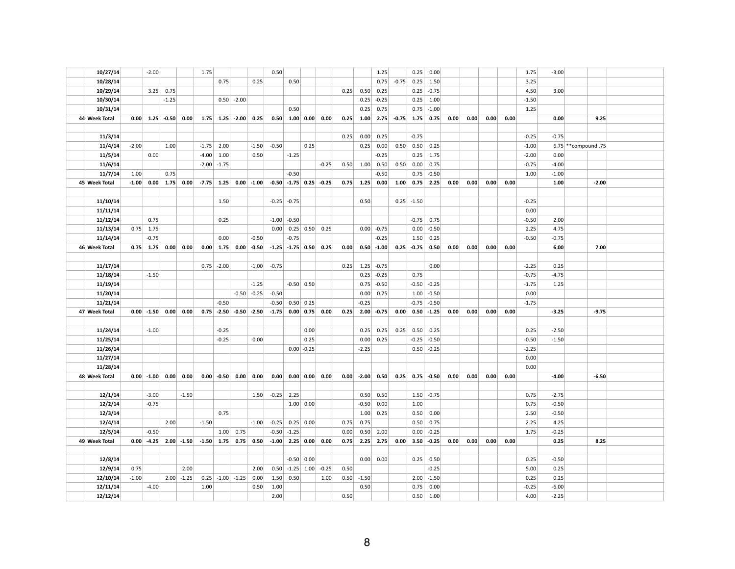| | | | | | | | | | | | | | | | | | | | | | | | | | | | |
|---|---|---|---|---|---|---|---|---|---|---|---|---|---|---|---|---|---|---|---|---|---|---|---|---|---|---|---|
| | 10/27/14 | | -2.00 | | | 1.75 | | | | 0.50 | | | | | | 1.25 | | 0.25 | 0.00 | | | | | 1.75 | -3.00 | | |
| | 10/28/14 | | | | | | 0.75 | | 0.25 | | 0.50 | | | | | 0.75 | -0.75 | 0.25 | 1.50 | | | | | 3.25 | | | |
| | 10/29/14 | | 3.25 | 0.75 | | | | | | | | | | 0.25 | 0.50 | 0.25 | | 0.25 | -0.75 | | | | | 4.50 | 3.00 | | |
| | 10/30/14 | | | -1.25 | | | 0.50 | -2.00 | | | | | | | 0.25 | -0.25 | | 0.25 | 1.00 | | | | | -1.50 | | | |
| | 10/31/14 | | | | | | | | | | 0.50 | | | | 0.25 | 0.75 | | 0.75 | -1.00 | | | | | 1.25 | | | |
| **44** | **Week Total** | **0.00** | **1.25** | **-0.50** | **0.00** | **1.75** | **1.25** | **-2.00** | **0.25** | **0.50** | **1.00** | **0.00** | **0.00** | **0.25** | **1.00** | **2.75** | **-0.75** | **1.75** | **0.75** | **0.00** | **0.00** | **0.00** | **0.00** | | **0.00** | | **9.25** |
| | 11/3/14 | | | | | | | | | | | | | 0.25 | 0.00 | 0.25 | | -0.75 | | | | | | -0.25 | -0.75 | | |
| | 11/4/14 | -2.00 | | 1.00 | | -1.75 | 2.00 | | -1.50 | -0.50 | | 0.25 | | | 0.25 | 0.00 | 0.50 | 0.50 | 0.25 | | | | | -1.00 | 6.75 | **compound .75 | |
| | 11/5/14 | | 0.00 | | | -4.00 | 1.00 | | 0.50 | | -1.25 | | | | | -0.25 | | 0.25 | 1.75 | | | | | -2.00 | 0.00 | | |
| | 11/6/14 | | | | | -2.00 | -1.75 | | | | | | -0.25 | 0.50 | 1.00 | 0.50 | 0.50 | 0.00 | 0.75 | | | | | -0.75 | -4.00 | | |
| | 11/7/14 | 1.00 | | 0.75 | | | | | | | -0.50 | | | | | -0.50 | | 0.75 | -0.50 | | | | | 1.00 | -1.00 | | |
| **45** | **Week Total** | **-1.00** | **0.00** | **1.75** | **0.00** | **-7.75** | **1.25** | **0.00** | **-1.00** | **-0.50** | **-1.75** | **0.25** | **-0.25** | **0.75** | **1.25** | **0.00** | **1.00** | **0.75** | **2.25** | **0.00** | **0.00** | **0.00** | **0.00** | | **1.00** | | **-2.00** |
| | 11/10/14 | | | | | | 1.50 | | | -0.25 | -0.75 | | | | 0.50 | | 0.25 | -1.50 | | | | | | -0.25 | | | |
| | 11/11/14 | | | | | | | | | | | | | | | | | | | | | | | 0.00 | | | |
| | 11/12/14 | | 0.75 | | | | 0.25 | | | -1.00 | -0.50 | | | | | | | -0.75 | 0.75 | | | | | -0.50 | 2.00 | | |
| | 11/13/14 | 0.75 | 1.75 | | | | | | | 0.00 | 0.25 | 0.50 | 0.25 | | 0.00 | -0.75 | | 0.00 | -0.50 | | | | | 2.25 | 4.75 | | |
| | 11/14/14 | | -0.75 | | | | 0.00 | | -0.50 | | -0.75 | | | | | -0.25 | | 1.50 | 0.25 | | | | | -0.50 | -0.75 | | |
| **46** | **Week Total** | **0.75** | **1.75** | **0.00** | **0.00** | **0.00** | **1.75** | **0.00** | **-0.50** | **-1.25** | **-1.75** | **0.50** | **0.25** | **0.00** | **0.50** | **-1.00** | **0.25** | **-0.75** | **0.50** | **0.00** | **0.00** | **0.00** | **0.00** | | **6.00** | | **7.00** |
| | 11/17/14 | | | | | 0.75 | -2.00 | | -1.00 | -0.75 | | | | 0.25 | 1.25 | -0.75 | | | 0.00 | | | | | -2.25 | 0.25 | | |
| | 11/18/14 | | -1.50 | | | | | | | | | | | | 0.25 | -0.25 | | 0.75 | | | | | | -0.75 | -4.75 | | |
| | 11/19/14 | | | | | | | | -1.25 | | -0.50 | 0.50 | | | 0.75 | -0.50 | | -0.50 | -0.25 | | | | | -1.75 | 1.25 | | |
| | 11/20/14 | | | | | | | -0.50 | -0.25 | -0.50 | | | | | 0.00 | 0.75 | | 1.00 | -0.50 | | | | | 0.00 | | | |
| | 11/21/14 | | | | | | -0.50 | | | -0.50 | 0.50 | 0.25 | | | -0.25 | | | -0.75 | -0.50 | | | | | -1.75 | | | |
| **47** | **Week Total** | **0.00** | **-1.50** | **0.00** | **0.00** | **0.75** | **-2.50** | **-0.50** | **-2.50** | **-1.75** | **0.00** | **0.75** | **0.00** | **0.25** | **2.00** | **-0.75** | **0.00** | **0.50** | **-1.25** | **0.00** | **0.00** | **0.00** | **0.00** | | **-3.25** | | **-9.75** |
| | 11/24/14 | | -1.00 | | | | -0.25 | | | | | 0.00 | | | 0.25 | 0.25 | 0.25 | 0.50 | 0.25 | | | | | 0.25 | -2.50 | | |
| | 11/25/14 | | | | | | -0.25 | | 0.00 | | | 0.25 | | | 0.00 | 0.25 | | -0.25 | -0.50 | | | | | -0.50 | -1.50 | | |
| | 11/26/14 | | | | | | | | | | 0.00 | -0.25 | | | -2.25 | | | 0.50 | -0.25 | | | | | -2.25 | | | |
| | 11/27/14 | | | | | | | | | | | | | | | | | | | | | | | 0.00 | | | |
| | 11/28/14 | | | | | | | | | | | | | | | | | | | | | | | 0.00 | | | |
| **48** | **Week Total** | **0.00** | **-1.00** | **0.00** | **0.00** | **0.00** | **-0.50** | **0.00** | **0.00** | **0.00** | **0.00** | **0.00** | **0.00** | **0.00** | **-2.00** | **0.50** | **0.25** | **0.75** | **-0.50** | **0.00** | **0.00** | **0.00** | **0.00** | | **-4.00** | | **-6.50** |
| | 12/1/14 | | -3.00 | | -1.50 | | | | 1.50 | -0.25 | 2.25 | | | | 0.50 | 0.50 | | 1.50 | -0.75 | | | | | 0.75 | -2.75 | | |
| | 12/2/14 | | -0.75 | | | | | | | | 1.00 | 0.00 | | | -0.50 | 0.00 | | 1.00 | | | | | | 0.75 | -0.50 | | |
| | 12/3/14 | | | | | | 0.75 | | | | | | | | 1.00 | 0.25 | | 0.50 | 0.00 | | | | | 2.50 | -0.50 | | |
| | 12/4/14 | | | 2.00 | | -1.50 | | | -1.00 | -0.25 | 0.25 | 0.00 | | 0.75 | 0.75 | | | 0.50 | 0.75 | | | | | 2.25 | 4.25 | | |
| | 12/5/14 | | -0.50 | | | | 1.00 | 0.75 | | -0.50 | -1.25 | | | 0.00 | 0.50 | 2.00 | | 0.00 | -0.25 | | | | | 1.75 | -0.25 | | |
| **49** | **Week Total** | **0.00** | **-4.25** | **2.00** | **-1.50** | **-1.50** | **1.75** | **0.75** | **0.50** | **-1.00** | **2.25** | **0.00** | **0.00** | **0.75** | **2.25** | **2.75** | **0.00** | **3.50** | **-0.25** | **0.00** | **0.00** | **0.00** | **0.00** | | **0.25** | | **8.25** |
| | 12/8/14 | | | | | | | | | | -0.50 | 0.00 | | | 0.00 | 0.00 | | 0.25 | 0.50 | | | | | 0.25 | -0.50 | | |
| | 12/9/14 | 0.75 | | | 2.00 | | | | 2.00 | 0.50 | -1.25 | 1.00 | -0.25 | 0.50 | | | | | -0.25 | | | | | 5.00 | 0.25 | | |
| | 12/10/14 | -1.00 | | 2.00 | -1.25 | 0.25 | -1.00 | -1.25 | 0.00 | 1.50 | 0.50 | | 1.00 | 0.50 | -1.50 | | | 2.00 | -1.50 | | | | | 0.25 | 0.25 | | |
| | 12/11/14 | | -4.00 | | | 1.00 | | | 0.50 | 1.00 | | | | | 0.50 | | | 0.75 | 0.00 | | | | | -0.25 | -6.00 | | |
| | 12/12/14 | | | | | | | | | 2.00 | | | | 0.50 | | | | 0.50 | 1.00 | | | | | 4.00 | -2.25 | | |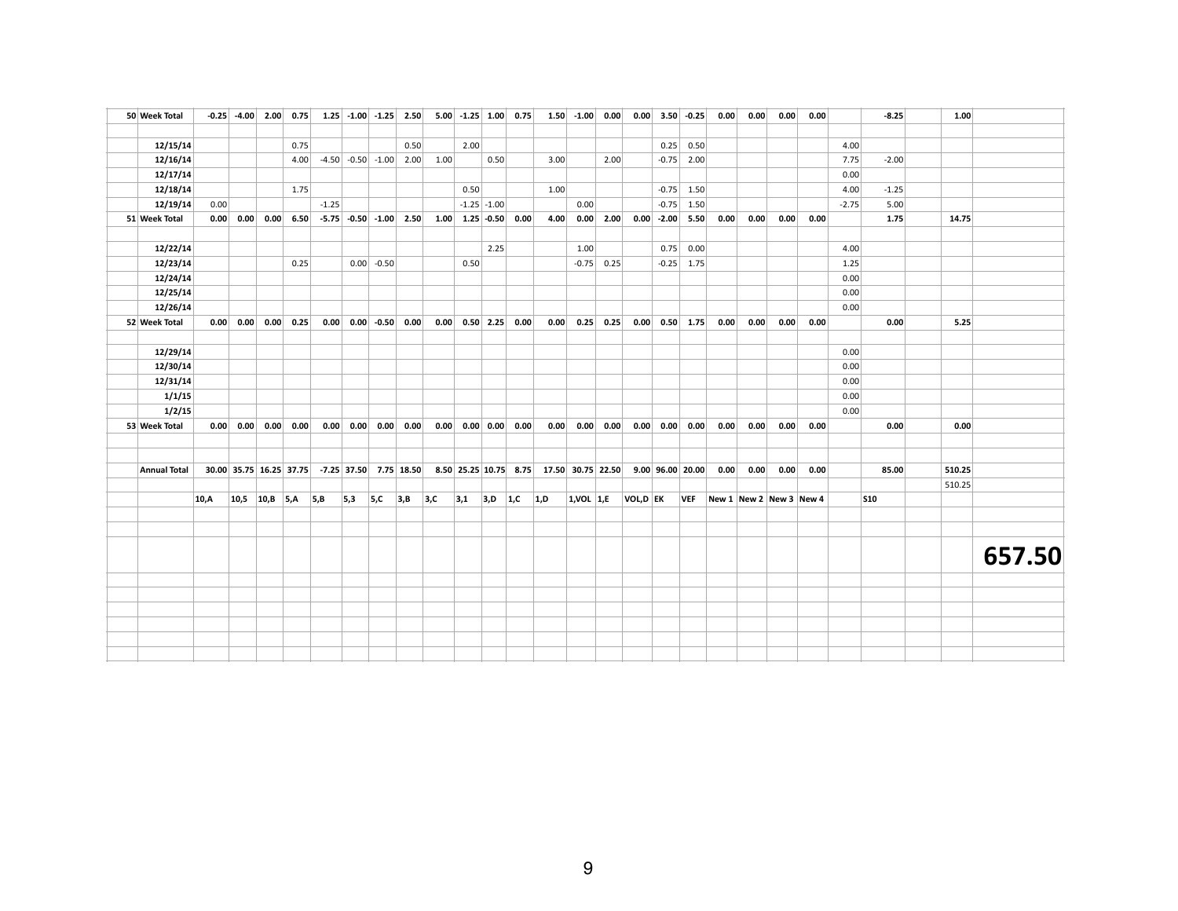| | | | | | | | | | | | | | | | | | | | | | | | | | | | |
|---|---|---|---|---|---|---|---|---|---|---|---|---|---|---|---|---|---|---|---|---|---|---|---|---|---|---|---|
| 50 | **Week Total** | **-0.25** | **-4.00** | **2.00** | **0.75** | **1.25** | **-1.00** | **-1.25** | **2.50** | **5.00** | **-1.25** | **1.00** | **0.75** | **1.50** | **-1.00** | **0.00** | **0.00** | **3.50** | **-0.25** | **0.00** | **0.00** | **0.00** | **0.00** | | **-8.25** | | **1.00** | |
| | **12/15/14** | | | | 0.75 | | | | 0.50 | | 2.00 | | | | | | | 0.25 | 0.50 | | | | | 4.00 | | | | |
| | **12/16/14** | | | | 4.00 | -4.50 | -0.50 | -1.00 | 2.00 | 1.00 | | 0.50 | | 3.00 | | 2.00 | | -0.75 | 2.00 | | | | | 7.75 | -2.00 | | | |
| | **12/17/14** | | | | | | | | | | | | | | | | | | | | | | | 0.00 | | | | |
| | **12/18/14** | | | | 1.75 | | | | | | 0.50 | | | 1.00 | | | | -0.75 | 1.50 | | | | | 4.00 | -1.25 | | | |
| | **12/19/14** | 0.00 | | | | -1.25 | | | | | -1.25 | -1.00 | | | 0.00 | | | -0.75 | 1.50 | | | | | -2.75 | 5.00 | | | |
| 51 | **Week Total** | **0.00** | **0.00** | **0.00** | **6.50** | **-5.75** | **-0.50** | **-1.00** | **2.50** | **1.00** | **1.25** | **-0.50** | **0.00** | **4.00** | **0.00** | **2.00** | **0.00** | **-2.00** | **5.50** | **0.00** | **0.00** | **0.00** | **0.00** | | **1.75** | | **14.75** | |
| | **12/22/14** | | | | | | | | | | | 2.25 | | | 1.00 | | | 0.75 | 0.00 | | | | | 4.00 | | | | |
| | **12/23/14** | | | | 0.25 | | 0.00 | -0.50 | | | 0.50 | | | | -0.75 | 0.25 | | -0.25 | 1.75 | | | | | 1.25 | | | | |
| | **12/24/14** | | | | | | | | | | | | | | | | | | | | | | | 0.00 | | | | |
| | **12/25/14** | | | | | | | | | | | | | | | | | | | | | | | 0.00 | | | | |
| | **12/26/14** | | | | | | | | | | | | | | | | | | | | | | | 0.00 | | | | |
| 52 | **Week Total** | **0.00** | **0.00** | **0.00** | **0.25** | **0.00** | **0.00** | **-0.50** | **0.00** | **0.00** | **0.50** | **2.25** | **0.00** | **0.00** | **0.25** | **0.25** | **0.00** | **0.50** | **1.75** | **0.00** | **0.00** | **0.00** | **0.00** | | **0.00** | | **5.25** | |
| | **12/29/14** | | | | | | | | | | | | | | | | | | | | | | | 0.00 | | | | |
| | **12/30/14** | | | | | | | | | | | | | | | | | | | | | | | 0.00 | | | | |
| | **12/31/14** | | | | | | | | | | | | | | | | | | | | | | | 0.00 | | | | |
| | **1/1/15** | | | | | | | | | | | | | | | | | | | | | | | 0.00 | | | | |
| | **1/2/15** | | | | | | | | | | | | | | | | | | | | | | | 0.00 | | | | |
| 53 | **Week Total** | **0.00** | **0.00** | **0.00** | **0.00** | **0.00** | **0.00** | **0.00** | **0.00** | **0.00** | **0.00** | **0.00** | **0.00** | **0.00** | **0.00** | **0.00** | **0.00** | **0.00** | **0.00** | **0.00** | **0.00** | **0.00** | **0.00** | | **0.00** | | **0.00** | |
| | **Annual Total** | **30.00** | **35.75** | **16.25** | **37.75** | **-7.25** | **37.50** | **7.75** | **18.50** | **8.50** | **25.25** | **10.75** | **8.75** | **17.50** | **30.75** | **22.50** | **9.00** | **96.00** | **20.00** | **0.00** | **0.00** | **0.00** | **0.00** | | **85.00** | | **510.25** | |
| | | | | | | | | | | | | | | | | | | | | | | | | | | | 510.25 | |
| | | **10,A** | **10,5** | **10,B** | **5,A** | **5,B** | **5,3** | **5,C** | **3,B** | **3,C** | **3,1** | **3,D** | **1,C** | **1,D** | **1,VOL** | **1,E** | **VOL,D** | **EK** | **VEF** | **New 1** | **New 2** | **New 3** | **New 4** | | **S10** | | | |
| | | | | | | | | | | | | | | | | | | | | | | | | | | | | **657.50** |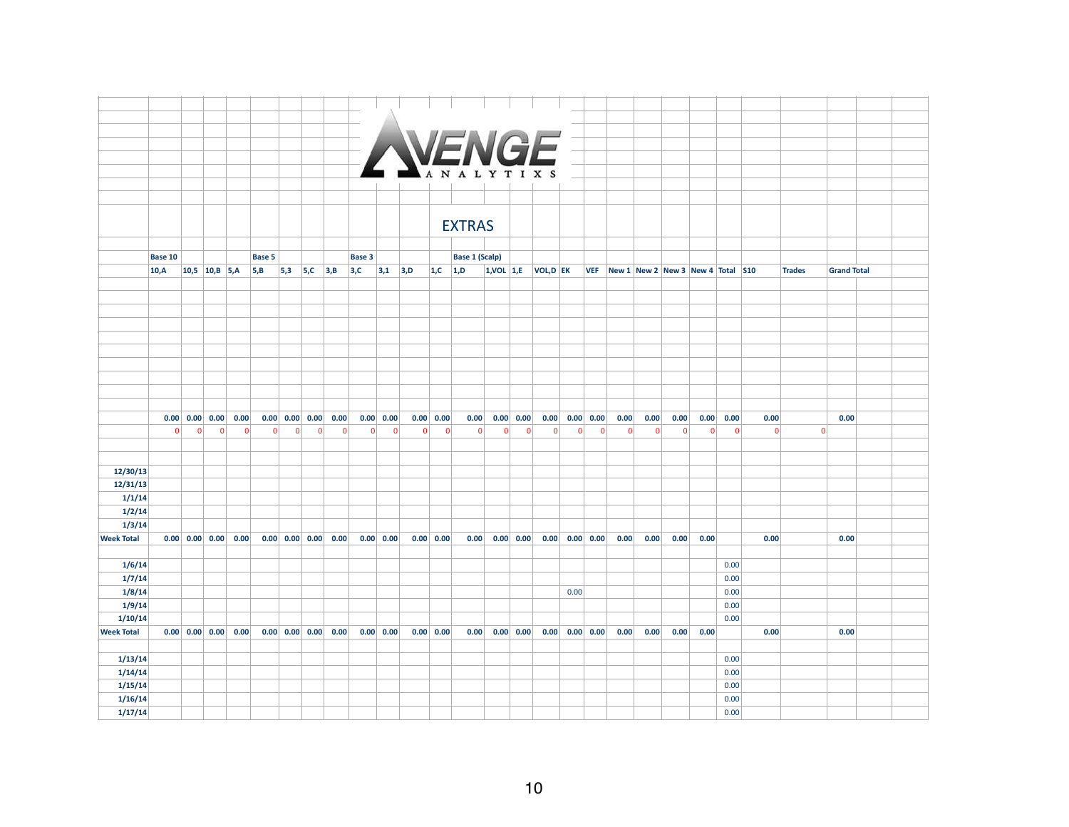AVENGE ANALYTIXS

## EXTRAS

| | Base 10 | | | | Base 5 | | | | Base 3 | | | | Base 1 (Scalp) | | | | | | | | | | | | | |
|---|---|---|---|---|---|---|---|---|---|---|---|---|---|---|---|---|---|---|---|---|---|---|---|---|---|---|
| | 10,A | 10,5 | 10,B | 5,A | 5,B | 5,3 | 5,C | 3,B | 3,C | 3,1 | 3,D | 1,C | 1,D | 1,VOL | 1,E | VOL,D | EK | VEF | New 1 | New 2 | New 3 | New 4 | Total | S10 | Trades | Grand Total |
| | 0.00 | 0.00 | 0.00 | 0.00 | 0.00 | 0.00 | 0.00 | 0.00 | 0.00 | 0.00 | 0.00 | 0.00 | 0.00 | 0.00 | 0.00 | 0.00 | 0.00 | 0.00 | 0.00 | 0.00 | 0.00 | 0.00 | 0.00 | 0.00 | | 0.00 |
| | 0 | 0 | 0 | 0 | 0 | 0 | 0 | 0 | 0 | 0 | 0 | 0 | 0 | 0 | 0 | 0 | 0 | 0 | 0 | 0 | 0 | 0 | 0 | 0 | 0 | |
| 12/30/13 | | | | | | | | | | | | | | | | | | | | | | | | | | |
| 12/31/13 | | | | | | | | | | | | | | | | | | | | | | | | | | |
| 1/1/14 | | | | | | | | | | | | | | | | | | | | | | | | | | |
| 1/2/14 | | | | | | | | | | | | | | | | | | | | | | | | | | |
| 1/3/14 | | | | | | | | | | | | | | | | | | | | | | | | | | |
| Week Total | 0.00 | 0.00 | 0.00 | 0.00 | 0.00 | 0.00 | 0.00 | 0.00 | 0.00 | 0.00 | 0.00 | 0.00 | 0.00 | 0.00 | 0.00 | 0.00 | 0.00 | 0.00 | 0.00 | 0.00 | 0.00 | 0.00 | | 0.00 | | 0.00 |
| 1/6/14 | | | | | | | | | | | | | | | | | | | | | | | 0.00 | | | |
| 1/7/14 | | | | | | | | | | | | | | | | | | | | | | | 0.00 | | | |
| 1/8/14 | | | | | | | | | | | | | | | | | 0.00 | | | | | | 0.00 | | | |
| 1/9/14 | | | | | | | | | | | | | | | | | | | | | | | 0.00 | | | |
| 1/10/14 | | | | | | | | | | | | | | | | | | | | | | | 0.00 | | | |
| Week Total | 0.00 | 0.00 | 0.00 | 0.00 | 0.00 | 0.00 | 0.00 | 0.00 | 0.00 | 0.00 | 0.00 | 0.00 | 0.00 | 0.00 | 0.00 | 0.00 | 0.00 | 0.00 | 0.00 | 0.00 | 0.00 | 0.00 | | 0.00 | | 0.00 |
| 1/13/14 | | | | | | | | | | | | | | | | | | | | | | | 0.00 | | | |
| 1/14/14 | | | | | | | | | | | | | | | | | | | | | | | 0.00 | | | |
| 1/15/14 | | | | | | | | | | | | | | | | | | | | | | | 0.00 | | | |
| 1/16/14 | | | | | | | | | | | | | | | | | | | | | | | 0.00 | | | |
| 1/17/14 | | | | | | | | | | | | | | | | | | | | | | | 0.00 | | | |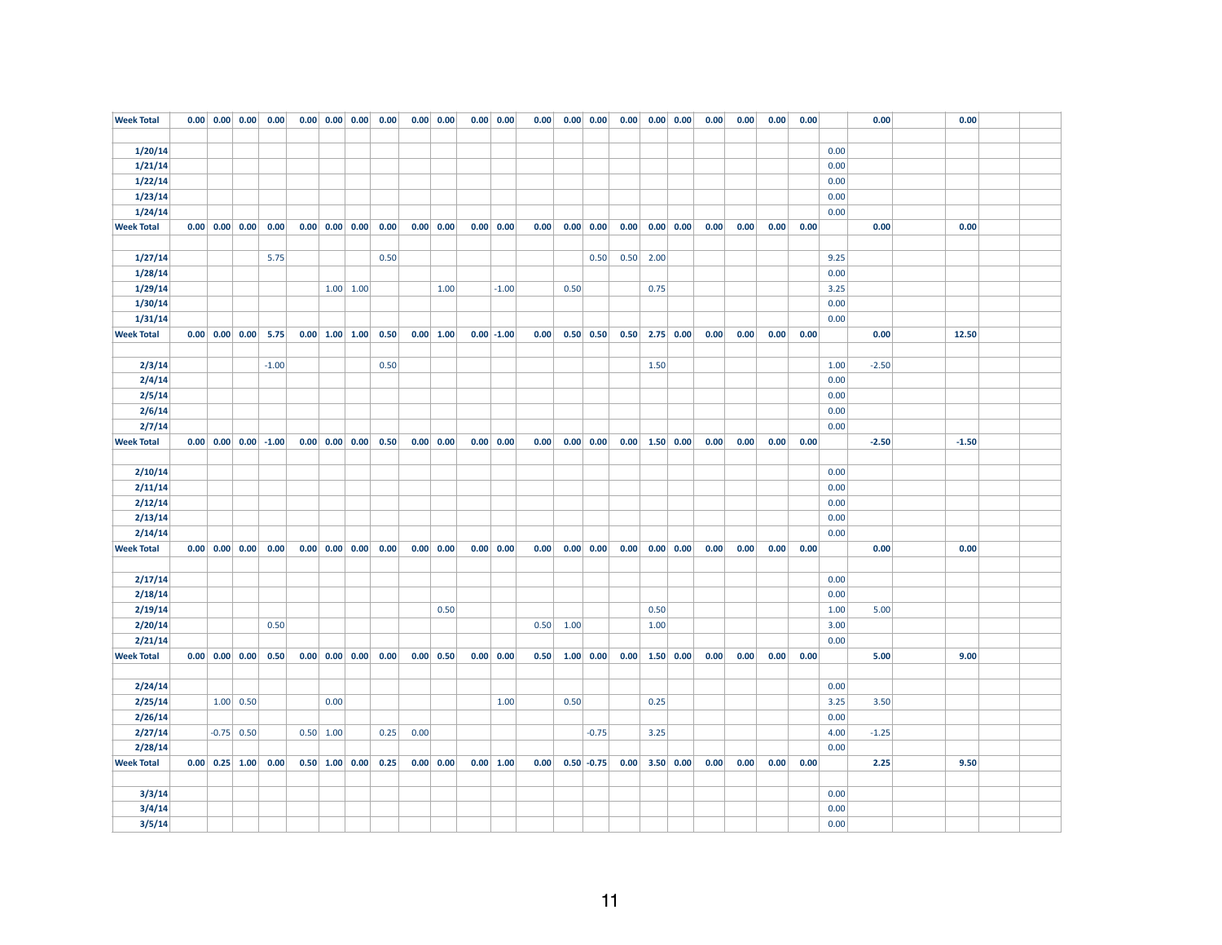| Week Total | 0.00 | 0.00 | 0.00 | 0.00 | 0.00 | 0.00 | 0.00 | 0.00 | 0.00 | 0.00 | 0.00 | 0.00 | 0.00 | 0.00 | 0.00 | 0.00 | 0.00 | 0.00 | 0.00 | 0.00 | 0.00 | 0.00 | | 0.00 | | 0.00 | | |
|---|---|---|---|---|---|---|---|---|---|---|---|---|---|---|---|---|---|---|---|---|---|---|---|---|---|---|---|---|
| | | | | | | | | | | | | | | | | | | | | | | | | | | | | |
| 1/20/14 | | | | | | | | | | | | | | | | | | | | | | | 0.00 | | | | | |
| 1/21/14 | | | | | | | | | | | | | | | | | | | | | | | 0.00 | | | | | |
| 1/22/14 | | | | | | | | | | | | | | | | | | | | | | | 0.00 | | | | | |
| 1/23/14 | | | | | | | | | | | | | | | | | | | | | | | 0.00 | | | | | |
| 1/24/14 | | | | | | | | | | | | | | | | | | | | | | | 0.00 | | | | | |
| Week Total | 0.00 | 0.00 | 0.00 | 0.00 | 0.00 | 0.00 | 0.00 | 0.00 | 0.00 | 0.00 | 0.00 | 0.00 | 0.00 | 0.00 | 0.00 | 0.00 | 0.00 | 0.00 | 0.00 | 0.00 | 0.00 | 0.00 | | 0.00 | | 0.00 | | |
| | | | | | | | | | | | | | | | | | | | | | | | | | | | | |
| 1/27/14 | | | | 5.75 | | | | 0.50 | | | | | | | 0.50 | 0.50 | 2.00 | | | | | | 9.25 | | | | | |
| 1/28/14 | | | | | | | | | | | | | | | | | | | | | | | 0.00 | | | | | |
| 1/29/14 | | | | | | 1.00 | 1.00 | | | 1.00 | | -1.00 | | 0.50 | | | 0.75 | | | | | | 3.25 | | | | | |
| 1/30/14 | | | | | | | | | | | | | | | | | | | | | | | 0.00 | | | | | |
| 1/31/14 | | | | | | | | | | | | | | | | | | | | | | | 0.00 | | | | | |
| Week Total | 0.00 | 0.00 | 0.00 | 5.75 | 0.00 | 1.00 | 1.00 | 0.50 | 0.00 | 1.00 | 0.00 | -1.00 | 0.00 | 0.50 | 0.50 | 0.50 | 2.75 | 0.00 | 0.00 | 0.00 | 0.00 | 0.00 | | 0.00 | | 12.50 | | |
| | | | | | | | | | | | | | | | | | | | | | | | | | | | | |
| 2/3/14 | | | | -1.00 | | | | 0.50 | | | | | | | | | 1.50 | | | | | | 1.00 | -2.50 | | | | |
| 2/4/14 | | | | | | | | | | | | | | | | | | | | | | | 0.00 | | | | | |
| 2/5/14 | | | | | | | | | | | | | | | | | | | | | | | 0.00 | | | | | |
| 2/6/14 | | | | | | | | | | | | | | | | | | | | | | | 0.00 | | | | | |
| 2/7/14 | | | | | | | | | | | | | | | | | | | | | | | 0.00 | | | | | |
| Week Total | 0.00 | 0.00 | 0.00 | -1.00 | 0.00 | 0.00 | 0.00 | 0.50 | 0.00 | 0.00 | 0.00 | 0.00 | 0.00 | 0.00 | 0.00 | 0.00 | 1.50 | 0.00 | 0.00 | 0.00 | 0.00 | 0.00 | | -2.50 | | -1.50 | | |
| | | | | | | | | | | | | | | | | | | | | | | | | | | | | |
| 2/10/14 | | | | | | | | | | | | | | | | | | | | | | | 0.00 | | | | | |
| 2/11/14 | | | | | | | | | | | | | | | | | | | | | | | 0.00 | | | | | |
| 2/12/14 | | | | | | | | | | | | | | | | | | | | | | | 0.00 | | | | | |
| 2/13/14 | | | | | | | | | | | | | | | | | | | | | | | 0.00 | | | | | |
| 2/14/14 | | | | | | | | | | | | | | | | | | | | | | | 0.00 | | | | | |
| Week Total | 0.00 | 0.00 | 0.00 | 0.00 | 0.00 | 0.00 | 0.00 | 0.00 | 0.00 | 0.00 | 0.00 | 0.00 | 0.00 | 0.00 | 0.00 | 0.00 | 0.00 | 0.00 | 0.00 | 0.00 | 0.00 | 0.00 | | 0.00 | | 0.00 | | |
| | | | | | | | | | | | | | | | | | | | | | | | | | | | | |
| 2/17/14 | | | | | | | | | | | | | | | | | | | | | | | 0.00 | | | | | |
| 2/18/14 | | | | | | | | | | | | | | | | | | | | | | | 0.00 | | | | | |
| 2/19/14 | | | | | | | | | | 0.50 | | | | | | | 0.50 | | | | | | 1.00 | 5.00 | | | | |
| 2/20/14 | | | | 0.50 | | | | | | | | | 0.50 | 1.00 | | | 1.00 | | | | | | 3.00 | | | | | |
| 2/21/14 | | | | | | | | | | | | | | | | | | | | | | | 0.00 | | | | | |
| Week Total | 0.00 | 0.00 | 0.00 | 0.50 | 0.00 | 0.00 | 0.00 | 0.00 | 0.00 | 0.50 | 0.00 | 0.00 | 0.50 | 1.00 | 0.00 | 0.00 | 1.50 | 0.00 | 0.00 | 0.00 | 0.00 | 0.00 | | 5.00 | | 9.00 | | |
| | | | | | | | | | | | | | | | | | | | | | | | | | | | | |
| 2/24/14 | | | | | | | | | | | | | | | | | | | | | | | 0.00 | | | | | |
| 2/25/14 | | 1.00 | 0.50 | | | 0.00 | | | | | | 1.00 | | 0.50 | | | 0.25 | | | | | | 3.25 | 3.50 | | | | |
| 2/26/14 | | | | | | | | | | | | | | | | | | | | | | | 0.00 | | | | | |
| 2/27/14 | | -0.75 | 0.50 | | 0.50 | 1.00 | | 0.25 | 0.00 | | | | | | -0.75 | | 3.25 | | | | | | 4.00 | -1.25 | | | | |
| 2/28/14 | | | | | | | | | | | | | | | | | | | | | | | 0.00 | | | | | |
| Week Total | 0.00 | 0.25 | 1.00 | 0.00 | 0.50 | 1.00 | 0.00 | 0.25 | 0.00 | 0.00 | 0.00 | 1.00 | 0.00 | 0.50 | -0.75 | 0.00 | 3.50 | 0.00 | 0.00 | 0.00 | 0.00 | 0.00 | | 2.25 | | 9.50 | | |
| | | | | | | | | | | | | | | | | | | | | | | | | | | | | |
| 3/3/14 | | | | | | | | | | | | | | | | | | | | | | | 0.00 | | | | | |
| 3/4/14 | | | | | | | | | | | | | | | | | | | | | | | 0.00 | | | | | |
| 3/5/14 | | | | | | | | | | | | | | | | | | | | | | | 0.00 | | | | | |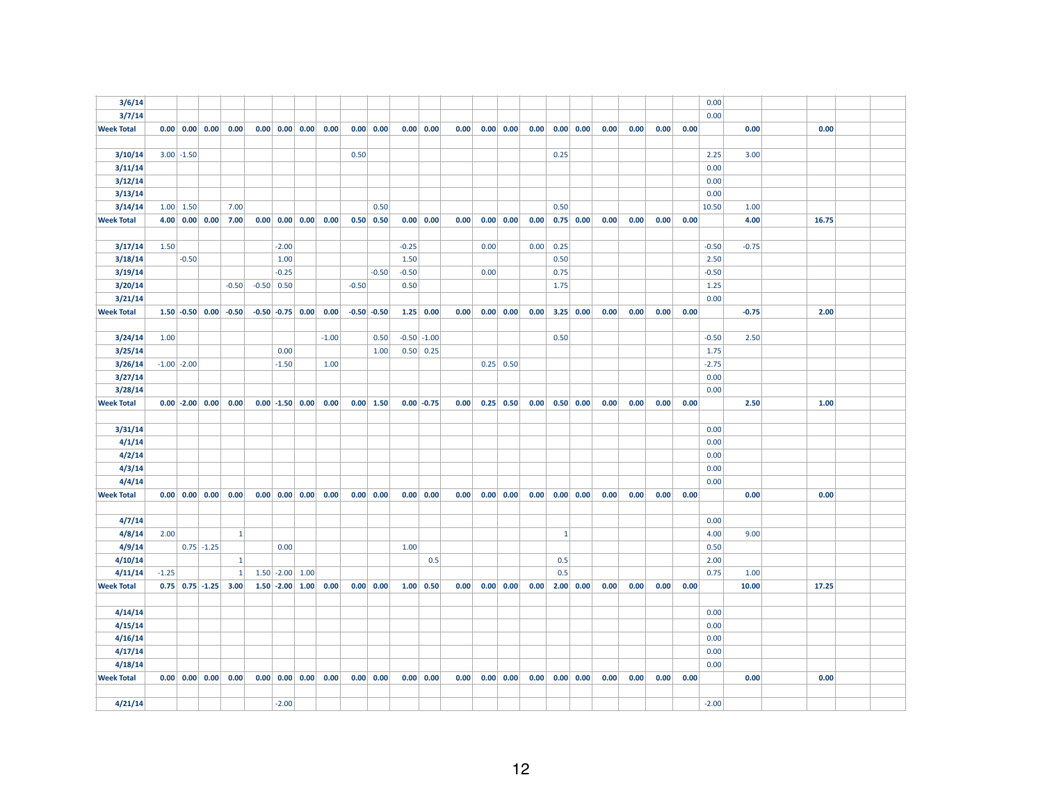| | | | | | | | | | | | | | | | | | | | | | | | | | | | | |
|---|---|---|---|---|---|---|---|---|---|---|---|---|---|---|---|---|---|---|---|---|---|---|---|---|---|---|---|---|
| **3/6/14** | | | | | | | | | | | | | | | | | | | | | | | 0.00 | | | | | |
| **3/7/14** | | | | | | | | | | | | | | | | | | | | | | | 0.00 | | | | | |
| **Week Total** | **0.00** | **0.00** | **0.00** | **0.00** | **0.00** | **0.00** | **0.00** | **0.00** | **0.00** | **0.00** | **0.00** | **0.00** | **0.00** | **0.00** | **0.00** | **0.00** | **0.00** | **0.00** | **0.00** | **0.00** | **0.00** | **0.00** | | **0.00** | | **0.00** | | |
| | | | | | | | | | | | | | | | | | | | | | | | | | | | | |
| **3/10/14** | 3.00 | -1.50 | | | | | | | 0.50 | | | | | | | | 0.25 | | | | | | 2.25 | 3.00 | | | | |
| **3/11/14** | | | | | | | | | | | | | | | | | | | | | | | 0.00 | | | | | |
| **3/12/14** | | | | | | | | | | | | | | | | | | | | | | | 0.00 | | | | | |
| **3/13/14** | | | | | | | | | | | | | | | | | | | | | | | 0.00 | | | | | |
| **3/14/14** | 1.00 | 1.50 | | 7.00 | | | | | | 0.50 | | | | | | | 0.50 | | | | | | 10.50 | 1.00 | | | | |
| **Week Total** | **4.00** | **0.00** | **0.00** | **7.00** | **0.00** | **0.00** | **0.00** | **0.00** | **0.50** | **0.50** | **0.00** | **0.00** | **0.00** | **0.00** | **0.00** | **0.00** | **0.75** | **0.00** | **0.00** | **0.00** | **0.00** | **0.00** | | **4.00** | | **16.75** | | |
| | | | | | | | | | | | | | | | | | | | | | | | | | | | | |
| **3/17/14** | 1.50 | | | | | -2.00 | | | | | -0.25 | | | 0.00 | | 0.00 | 0.25 | | | | | | -0.50 | -0.75 | | | | |
| **3/18/14** | | -0.50 | | | | 1.00 | | | | | 1.50 | | | | | | 0.50 | | | | | | 2.50 | | | | | |
| **3/19/14** | | | | | | -0.25 | | | | -0.50 | -0.50 | | | 0.00 | | | 0.75 | | | | | | -0.50 | | | | | |
| **3/20/14** | | | | -0.50 | -0.50 | 0.50 | | | -0.50 | | 0.50 | | | | | | 1.75 | | | | | | 1.25 | | | | | |
| **3/21/14** | | | | | | | | | | | | | | | | | | | | | | | 0.00 | | | | | |
| **Week Total** | **1.50** | **-0.50** | **0.00** | **-0.50** | **-0.50** | **-0.75** | **0.00** | **0.00** | **-0.50** | **-0.50** | **1.25** | **0.00** | **0.00** | **0.00** | **0.00** | **0.00** | **3.25** | **0.00** | **0.00** | **0.00** | **0.00** | **0.00** | | **-0.75** | | **2.00** | | |
| | | | | | | | | | | | | | | | | | | | | | | | | | | | | |
| **3/24/14** | 1.00 | | | | | | | -1.00 | | 0.50 | -0.50 | -1.00 | | | | | 0.50 | | | | | | -0.50 | 2.50 | | | | |
| **3/25/14** | | | | | | 0.00 | | | | 1.00 | 0.50 | 0.25 | | | | | | | | | | | 1.75 | | | | | |
| **3/26/14** | -1.00 | -2.00 | | | | -1.50 | | 1.00 | | | | | | 0.25 | 0.50 | | | | | | | | -2.75 | | | | | |
| **3/27/14** | | | | | | | | | | | | | | | | | | | | | | | 0.00 | | | | | |
| **3/28/14** | | | | | | | | | | | | | | | | | | | | | | | 0.00 | | | | | |
| **Week Total** | **0.00** | **-2.00** | **0.00** | **0.00** | **0.00** | **-1.50** | **0.00** | **0.00** | **0.00** | **1.50** | **0.00** | **-0.75** | **0.00** | **0.25** | **0.50** | **0.00** | **0.50** | **0.00** | **0.00** | **0.00** | **0.00** | **0.00** | | **2.50** | | **1.00** | | |
| | | | | | | | | | | | | | | | | | | | | | | | | | | | | |
| **3/31/14** | | | | | | | | | | | | | | | | | | | | | | | 0.00 | | | | | |
| **4/1/14** | | | | | | | | | | | | | | | | | | | | | | | 0.00 | | | | | |
| **4/2/14** | | | | | | | | | | | | | | | | | | | | | | | 0.00 | | | | | |
| **4/3/14** | | | | | | | | | | | | | | | | | | | | | | | 0.00 | | | | | |
| **4/4/14** | | | | | | | | | | | | | | | | | | | | | | | 0.00 | | | | | |
| **Week Total** | **0.00** | **0.00** | **0.00** | **0.00** | **0.00** | **0.00** | **0.00** | **0.00** | **0.00** | **0.00** | **0.00** | **0.00** | **0.00** | **0.00** | **0.00** | **0.00** | **0.00** | **0.00** | **0.00** | **0.00** | **0.00** | **0.00** | | **0.00** | | **0.00** | | |
| | | | | | | | | | | | | | | | | | | | | | | | | | | | | |
| **4/7/14** | | | | | | | | | | | | | | | | | | | | | | | 0.00 | | | | | |
| **4/8/14** | 2.00 | | | 1 | | | | | | | | | | | | | 1 | | | | | | 4.00 | 9.00 | | | | |
| **4/9/14** | | 0.75 | -1.25 | | | 0.00 | | | | | 1.00 | | | | | | | | | | | | 0.50 | | | | | |
| **4/10/14** | | | | 1 | | | | | | | | 0.5 | | | | | 0.5 | | | | | | 2.00 | | | | | |
| **4/11/14** | -1.25 | | | 1 | 1.50 | -2.00 | 1.00 | | | | | | | | | | 0.5 | | | | | | 0.75 | 1.00 | | | | |
| **Week Total** | **0.75** | **0.75** | **-1.25** | **3.00** | **1.50** | **-2.00** | **1.00** | **0.00** | **0.00** | **0.00** | **1.00** | **0.50** | **0.00** | **0.00** | **0.00** | **0.00** | **2.00** | **0.00** | **0.00** | **0.00** | **0.00** | **0.00** | | **10.00** | | **17.25** | | |
| | | | | | | | | | | | | | | | | | | | | | | | | | | | | |
| **4/14/14** | | | | | | | | | | | | | | | | | | | | | | | 0.00 | | | | | |
| **4/15/14** | | | | | | | | | | | | | | | | | | | | | | | 0.00 | | | | | |
| **4/16/14** | | | | | | | | | | | | | | | | | | | | | | | 0.00 | | | | | |
| **4/17/14** | | | | | | | | | | | | | | | | | | | | | | | 0.00 | | | | | |
| **4/18/14** | | | | | | | | | | | | | | | | | | | | | | | 0.00 | | | | | |
| **Week Total** | **0.00** | **0.00** | **0.00** | **0.00** | **0.00** | **0.00** | **0.00** | **0.00** | **0.00** | **0.00** | **0.00** | **0.00** | **0.00** | **0.00** | **0.00** | **0.00** | **0.00** | **0.00** | **0.00** | **0.00** | **0.00** | **0.00** | | **0.00** | | **0.00** | | |
| | | | | | | | | | | | | | | | | | | | | | | | | | | | | |
| **4/21/14** | | | | | | -2.00 | | | | | | | | | | | | | | | | | -2.00 | | | | | |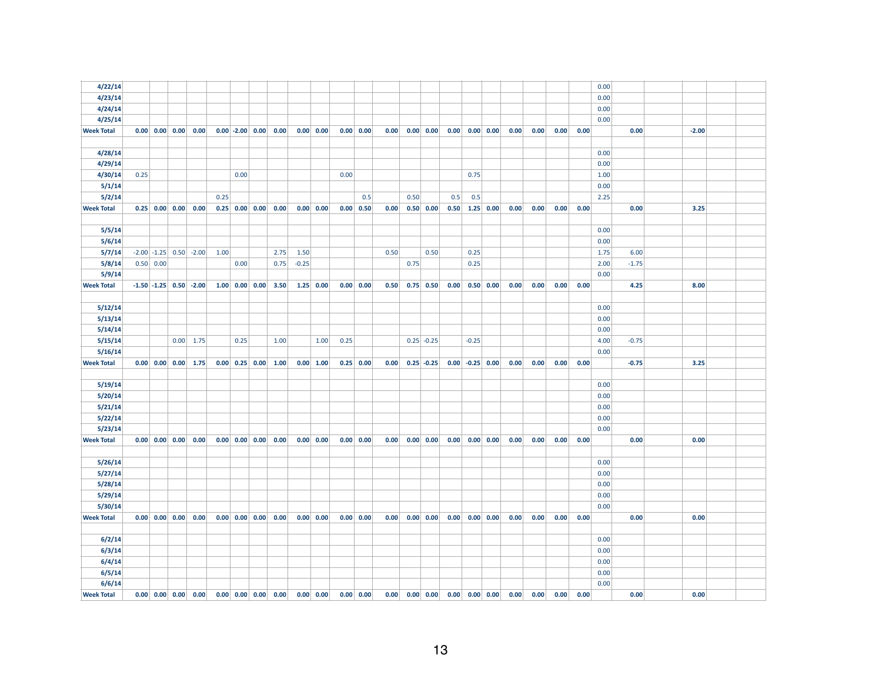| | | | | | | | | | | | | | | | | | | | | | | | | | | | | |
|---|---|---|---|---|---|---|---|---|---|---|---|---|---|---|---|---|---|---|---|---|---|---|---|---|---|---|---|---|
| **4/22/14** | | | | | | | | | | | | | | | | | | | | | | | 0.00 | | | | | |
| **4/23/14** | | | | | | | | | | | | | | | | | | | | | | | 0.00 | | | | | |
| **4/24/14** | | | | | | | | | | | | | | | | | | | | | | | 0.00 | | | | | |
| **4/25/14** | | | | | | | | | | | | | | | | | | | | | | | 0.00 | | | | | |
| **Week Total** | **0.00** | **0.00** | **0.00** | **0.00** | **0.00** | **-2.00** | **0.00** | **0.00** | **0.00** | **0.00** | **0.00** | **0.00** | **0.00** | **0.00** | **0.00** | **0.00** | **0.00** | **0.00** | **0.00** | **0.00** | **0.00** | **0.00** | | **0.00** | | **-2.00** | | |
| | | | | | | | | | | | | | | | | | | | | | | | | | | | | |
| **4/28/14** | | | | | | | | | | | | | | | | | | | | | | | 0.00 | | | | | |
| **4/29/14** | | | | | | | | | | | | | | | | | | | | | | | 0.00 | | | | | |
| **4/30/14** | 0.25 | | | | | 0.00 | | | | | 0.00 | | | | | | 0.75 | | | | | | 1.00 | | | | | |
| **5/1/14** | | | | | | | | | | | | | | | | | | | | | | | 0.00 | | | | | |
| **5/2/14** | | | | | 0.25 | | | | | | | 0.5 | | 0.50 | | 0.5 | 0.5 | | | | | | 2.25 | | | | | |
| **Week Total** | **0.25** | **0.00** | **0.00** | **0.00** | **0.25** | **0.00** | **0.00** | **0.00** | **0.00** | **0.00** | **0.00** | **0.50** | **0.00** | **0.50** | **0.00** | **0.50** | **1.25** | **0.00** | **0.00** | **0.00** | **0.00** | **0.00** | | **0.00** | | **3.25** | | |
| | | | | | | | | | | | | | | | | | | | | | | | | | | | | |
| **5/5/14** | | | | | | | | | | | | | | | | | | | | | | | 0.00 | | | | | |
| **5/6/14** | | | | | | | | | | | | | | | | | | | | | | | 0.00 | | | | | |
| **5/7/14** | -2.00 | -1.25 | 0.50 | -2.00 | 1.00 | | | 2.75 | 1.50 | | | | 0.50 | | 0.50 | | 0.25 | | | | | | 1.75 | 6.00 | | | | |
| **5/8/14** | 0.50 | 0.00 | | | | 0.00 | | 0.75 | -0.25 | | | | | 0.75 | | | 0.25 | | | | | | 2.00 | -1.75 | | | | |
| **5/9/14** | | | | | | | | | | | | | | | | | | | | | | | 0.00 | | | | | |
| **Week Total** | **-1.50** | **-1.25** | **0.50** | **-2.00** | **1.00** | **0.00** | **0.00** | **3.50** | **1.25** | **0.00** | **0.00** | **0.00** | **0.50** | **0.75** | **0.50** | **0.00** | **0.50** | **0.00** | **0.00** | **0.00** | **0.00** | **0.00** | | **4.25** | | **8.00** | | |
| | | | | | | | | | | | | | | | | | | | | | | | | | | | | |
| **5/12/14** | | | | | | | | | | | | | | | | | | | | | | | 0.00 | | | | | |
| **5/13/14** | | | | | | | | | | | | | | | | | | | | | | | 0.00 | | | | | |
| **5/14/14** | | | | | | | | | | | | | | | | | | | | | | | 0.00 | | | | | |
| **5/15/14** | | | 0.00 | 1.75 | | 0.25 | | 1.00 | | 1.00 | 0.25 | | | 0.25 | -0.25 | | -0.25 | | | | | | 4.00 | -0.75 | | | | |
| **5/16/14** | | | | | | | | | | | | | | | | | | | | | | | 0.00 | | | | | |
| **Week Total** | **0.00** | **0.00** | **0.00** | **1.75** | **0.00** | **0.25** | **0.00** | **1.00** | **0.00** | **1.00** | **0.25** | **0.00** | **0.00** | **0.25** | **-0.25** | **0.00** | **-0.25** | **0.00** | **0.00** | **0.00** | **0.00** | **0.00** | | **-0.75** | | **3.25** | | |
| | | | | | | | | | | | | | | | | | | | | | | | | | | | | |
| **5/19/14** | | | | | | | | | | | | | | | | | | | | | | | 0.00 | | | | | |
| **5/20/14** | | | | | | | | | | | | | | | | | | | | | | | 0.00 | | | | | |
| **5/21/14** | | | | | | | | | | | | | | | | | | | | | | | 0.00 | | | | | |
| **5/22/14** | | | | | | | | | | | | | | | | | | | | | | | 0.00 | | | | | |
| **5/23/14** | | | | | | | | | | | | | | | | | | | | | | | 0.00 | | | | | |
| **Week Total** | **0.00** | **0.00** | **0.00** | **0.00** | **0.00** | **0.00** | **0.00** | **0.00** | **0.00** | **0.00** | **0.00** | **0.00** | **0.00** | **0.00** | **0.00** | **0.00** | **0.00** | **0.00** | **0.00** | **0.00** | **0.00** | **0.00** | | **0.00** | | **0.00** | | |
| | | | | | | | | | | | | | | | | | | | | | | | | | | | | |
| **5/26/14** | | | | | | | | | | | | | | | | | | | | | | | 0.00 | | | | | |
| **5/27/14** | | | | | | | | | | | | | | | | | | | | | | | 0.00 | | | | | |
| **5/28/14** | | | | | | | | | | | | | | | | | | | | | | | 0.00 | | | | | |
| **5/29/14** | | | | | | | | | | | | | | | | | | | | | | | 0.00 | | | | | |
| **5/30/14** | | | | | | | | | | | | | | | | | | | | | | | 0.00 | | | | | |
| **Week Total** | **0.00** | **0.00** | **0.00** | **0.00** | **0.00** | **0.00** | **0.00** | **0.00** | **0.00** | **0.00** | **0.00** | **0.00** | **0.00** | **0.00** | **0.00** | **0.00** | **0.00** | **0.00** | **0.00** | **0.00** | **0.00** | **0.00** | | **0.00** | | **0.00** | | |
| | | | | | | | | | | | | | | | | | | | | | | | | | | | | |
| **6/2/14** | | | | | | | | | | | | | | | | | | | | | | | 0.00 | | | | | |
| **6/3/14** | | | | | | | | | | | | | | | | | | | | | | | 0.00 | | | | | |
| **6/4/14** | | | | | | | | | | | | | | | | | | | | | | | 0.00 | | | | | |
| **6/5/14** | | | | | | | | | | | | | | | | | | | | | | | 0.00 | | | | | |
| **6/6/14** | | | | | | | | | | | | | | | | | | | | | | | 0.00 | | | | | |
| **Week Total** | **0.00** | **0.00** | **0.00** | **0.00** | **0.00** | **0.00** | **0.00** | **0.00** | **0.00** | **0.00** | **0.00** | **0.00** | **0.00** | **0.00** | **0.00** | **0.00** | **0.00** | **0.00** | **0.00** | **0.00** | **0.00** | **0.00** | | **0.00** | | **0.00** | | |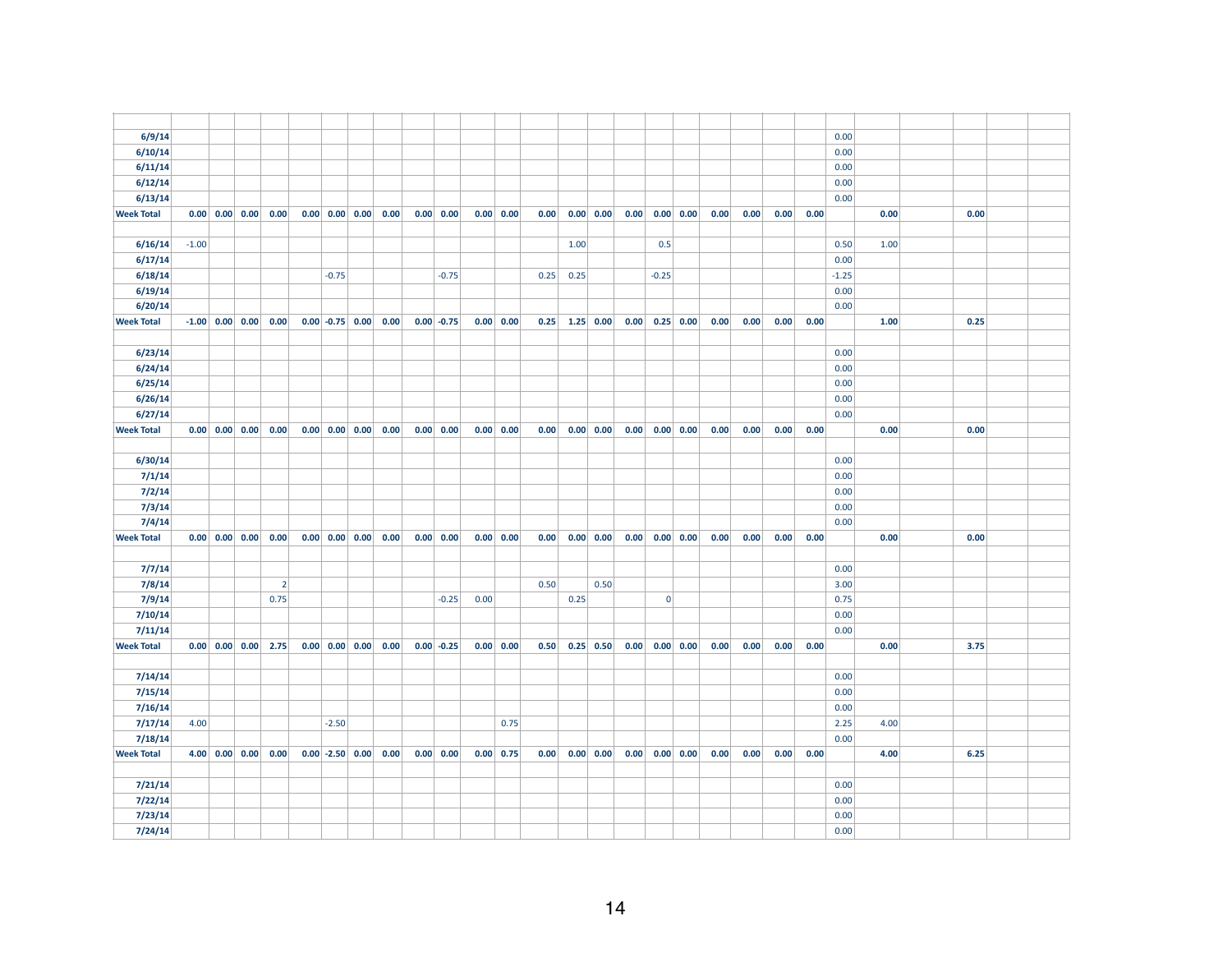| | | | | | | | | | | | | | | | | | | | | | | | | | | | | |
|---|---|---|---|---|---|---|---|---|---|---|---|---|---|---|---|---|---|---|---|---|---|---|---|---|---|---|---|---|
| **6/9/14** | | | | | | | | | | | | | | | | | | | | | | | 0.00 | | | | | |
| **6/10/14** | | | | | | | | | | | | | | | | | | | | | | | 0.00 | | | | | |
| **6/11/14** | | | | | | | | | | | | | | | | | | | | | | | 0.00 | | | | | |
| **6/12/14** | | | | | | | | | | | | | | | | | | | | | | | 0.00 | | | | | |
| **6/13/14** | | | | | | | | | | | | | | | | | | | | | | | 0.00 | | | | | |
| **Week Total** | **0.00** | **0.00** | **0.00** | **0.00** | **0.00** | **0.00** | **0.00** | **0.00** | **0.00** | **0.00** | **0.00** | **0.00** | **0.00** | **0.00** | **0.00** | **0.00** | **0.00** | **0.00** | **0.00** | **0.00** | **0.00** | **0.00** | | **0.00** | | **0.00** | | |
| | | | | | | | | | | | | | | | | | | | | | | | | | | | | |
| **6/16/14** | -1.00 | | | | | | | | | | | | | 1.00 | | | 0.5 | | | | | | 0.50 | 1.00 | | | | |
| **6/17/14** | | | | | | | | | | | | | | | | | | | | | | | 0.00 | | | | | |
| **6/18/14** | | | | | | -0.75 | | | | -0.75 | | | 0.25 | 0.25 | | | -0.25 | | | | | | -1.25 | | | | | |
| **6/19/14** | | | | | | | | | | | | | | | | | | | | | | | 0.00 | | | | | |
| **6/20/14** | | | | | | | | | | | | | | | | | | | | | | | 0.00 | | | | | |
| **Week Total** | **-1.00** | **0.00** | **0.00** | **0.00** | **0.00** | **-0.75** | **0.00** | **0.00** | **0.00** | **-0.75** | **0.00** | **0.00** | **0.25** | **1.25** | **0.00** | **0.00** | **0.25** | **0.00** | **0.00** | **0.00** | **0.00** | **0.00** | | **1.00** | | **0.25** | | |
| | | | | | | | | | | | | | | | | | | | | | | | | | | | | |
| **6/23/14** | | | | | | | | | | | | | | | | | | | | | | | 0.00 | | | | | |
| **6/24/14** | | | | | | | | | | | | | | | | | | | | | | | 0.00 | | | | | |
| **6/25/14** | | | | | | | | | | | | | | | | | | | | | | | 0.00 | | | | | |
| **6/26/14** | | | | | | | | | | | | | | | | | | | | | | | 0.00 | | | | | |
| **6/27/14** | | | | | | | | | | | | | | | | | | | | | | | 0.00 | | | | | |
| **Week Total** | **0.00** | **0.00** | **0.00** | **0.00** | **0.00** | **0.00** | **0.00** | **0.00** | **0.00** | **0.00** | **0.00** | **0.00** | **0.00** | **0.00** | **0.00** | **0.00** | **0.00** | **0.00** | **0.00** | **0.00** | **0.00** | **0.00** | | **0.00** | | **0.00** | | |
| | | | | | | | | | | | | | | | | | | | | | | | | | | | | |
| **6/30/14** | | | | | | | | | | | | | | | | | | | | | | | 0.00 | | | | | |
| **7/1/14** | | | | | | | | | | | | | | | | | | | | | | | 0.00 | | | | | |
| **7/2/14** | | | | | | | | | | | | | | | | | | | | | | | 0.00 | | | | | |
| **7/3/14** | | | | | | | | | | | | | | | | | | | | | | | 0.00 | | | | | |
| **7/4/14** | | | | | | | | | | | | | | | | | | | | | | | 0.00 | | | | | |
| **Week Total** | **0.00** | **0.00** | **0.00** | **0.00** | **0.00** | **0.00** | **0.00** | **0.00** | **0.00** | **0.00** | **0.00** | **0.00** | **0.00** | **0.00** | **0.00** | **0.00** | **0.00** | **0.00** | **0.00** | **0.00** | **0.00** | **0.00** | | **0.00** | | **0.00** | | |
| | | | | | | | | | | | | | | | | | | | | | | | | | | | | |
| **7/7/14** | | | | | | | | | | | | | | | | | | | | | | | 0.00 | | | | | |
| **7/8/14** | | | | 2 | | | | | | | | | 0.50 | | 0.50 | | | | | | | | 3.00 | | | | | |
| **7/9/14** | | | | 0.75 | | | | | | -0.25 | 0.00 | | | 0.25 | | | 0 | | | | | | 0.75 | | | | | |
| **7/10/14** | | | | | | | | | | | | | | | | | | | | | | | 0.00 | | | | | |
| **7/11/14** | | | | | | | | | | | | | | | | | | | | | | | 0.00 | | | | | |
| **Week Total** | **0.00** | **0.00** | **0.00** | **2.75** | **0.00** | **0.00** | **0.00** | **0.00** | **0.00** | **-0.25** | **0.00** | **0.00** | **0.50** | **0.25** | **0.50** | **0.00** | **0.00** | **0.00** | **0.00** | **0.00** | **0.00** | **0.00** | | **0.00** | | **3.75** | | |
| | | | | | | | | | | | | | | | | | | | | | | | | | | | | |
| **7/14/14** | | | | | | | | | | | | | | | | | | | | | | | 0.00 | | | | | |
| **7/15/14** | | | | | | | | | | | | | | | | | | | | | | | 0.00 | | | | | |
| **7/16/14** | | | | | | | | | | | | | | | | | | | | | | | 0.00 | | | | | |
| **7/17/14** | 4.00 | | | | | -2.50 | | | | | | 0.75 | | | | | | | | | | | 2.25 | 4.00 | | | | |
| **7/18/14** | | | | | | | | | | | | | | | | | | | | | | | 0.00 | | | | | |
| **Week Total** | **4.00** | **0.00** | **0.00** | **0.00** | **0.00** | **-2.50** | **0.00** | **0.00** | **0.00** | **0.00** | **0.00** | **0.75** | **0.00** | **0.00** | **0.00** | **0.00** | **0.00** | **0.00** | **0.00** | **0.00** | **0.00** | **0.00** | | **4.00** | | **6.25** | | |
| | | | | | | | | | | | | | | | | | | | | | | | | | | | | |
| **7/21/14** | | | | | | | | | | | | | | | | | | | | | | | 0.00 | | | | | |
| **7/22/14** | | | | | | | | | | | | | | | | | | | | | | | 0.00 | | | | | |
| **7/23/14** | | | | | | | | | | | | | | | | | | | | | | | 0.00 | | | | | |
| **7/24/14** | | | | | | | | | | | | | | | | | | | | | | | 0.00 | | | | | |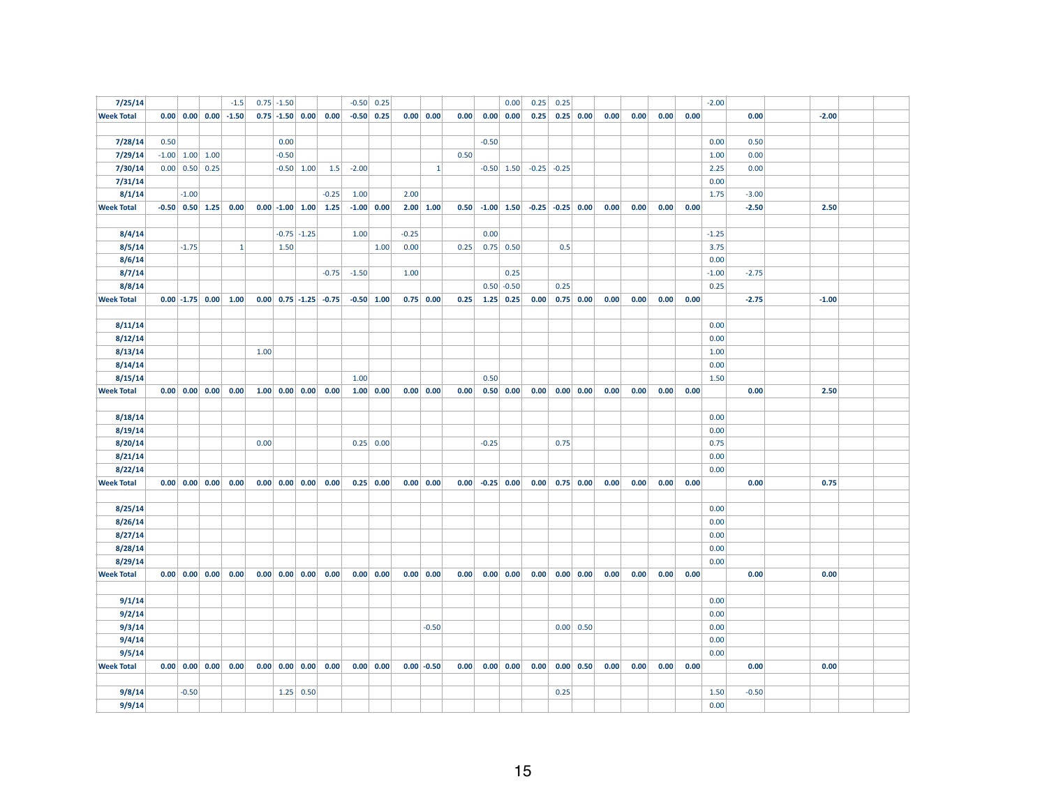| | | | | | | | | | | | | | | | | | | | | | | | | | | | | |
|---|---|---|---|---|---|---|---|---|---|---|---|---|---|---|---|---|---|---|---|---|---|---|---|---|---|---|---|---|
| **7/25/14** | | | | -1.5 | 0.75 | -1.50 | | | -0.50 | 0.25 | | | | | 0.00 | 0.25 | 0.25 | | | | | | -2.00 | | | | | |
| **Week Total** | **0.00** | **0.00** | **0.00** | **-1.50** | **0.75** | **-1.50** | **0.00** | **0.00** | **-0.50** | **0.25** | **0.00** | **0.00** | **0.00** | **0.00** | **0.00** | **0.25** | **0.25** | **0.00** | **0.00** | **0.00** | **0.00** | **0.00** | | **0.00** | | **-2.00** | | |
| | | | | | | | | | | | | | | | | | | | | | | | | | | | | |
| **7/28/14** | 0.50 | | | | | 0.00 | | | | | | | | -0.50 | | | | | | | | | 0.00 | 0.50 | | | | |
| **7/29/14** | -1.00 | 1.00 | 1.00 | | | -0.50 | | | | | | | 0.50 | | | | | | | | | | 1.00 | 0.00 | | | | |
| **7/30/14** | 0.00 | 0.50 | 0.25 | | | -0.50 | 1.00 | 1.5 | -2.00 | | | 1 | | -0.50 | 1.50 | -0.25 | -0.25 | | | | | | 2.25 | 0.00 | | | | |
| **7/31/14** | | | | | | | | | | | | | | | | | | | | | | | 0.00 | | | | | |
| **8/1/14** | | -1.00 | | | | | | -0.25 | 1.00 | | 2.00 | | | | | | | | | | | | 1.75 | -3.00 | | | | |
| **Week Total** | **-0.50** | **0.50** | **1.25** | **0.00** | **0.00** | **-1.00** | **1.00** | **1.25** | **-1.00** | **0.00** | **2.00** | **1.00** | **0.50** | **-1.00** | **1.50** | **-0.25** | **-0.25** | **0.00** | **0.00** | **0.00** | **0.00** | **0.00** | | **-2.50** | | **2.50** | | |
| | | | | | | | | | | | | | | | | | | | | | | | | | | | | |
| **8/4/14** | | | | | | -0.75 | -1.25 | | 1.00 | | -0.25 | | | 0.00 | | | | | | | | | -1.25 | | | | | |
| **8/5/14** | | -1.75 | | 1 | | 1.50 | | | | 1.00 | 0.00 | | 0.25 | 0.75 | 0.50 | | 0.5 | | | | | | 3.75 | | | | | |
| **8/6/14** | | | | | | | | | | | | | | | | | | | | | | | 0.00 | | | | | |
| **8/7/14** | | | | | | | | -0.75 | -1.50 | | 1.00 | | | | 0.25 | | | | | | | | -1.00 | -2.75 | | | | |
| **8/8/14** | | | | | | | | | | | | | | 0.50 | -0.50 | | 0.25 | | | | | | 0.25 | | | | | |
| **Week Total** | **0.00** | **-1.75** | **0.00** | **1.00** | **0.00** | **0.75** | **-1.25** | **-0.75** | **-0.50** | **1.00** | **0.75** | **0.00** | **0.25** | **1.25** | **0.25** | **0.00** | **0.75** | **0.00** | **0.00** | **0.00** | **0.00** | **0.00** | | **-2.75** | | **-1.00** | | |
| | | | | | | | | | | | | | | | | | | | | | | | | | | | | |
| **8/11/14** | | | | | | | | | | | | | | | | | | | | | | | 0.00 | | | | | |
| **8/12/14** | | | | | | | | | | | | | | | | | | | | | | | 0.00 | | | | | |
| **8/13/14** | | | | | 1.00 | | | | | | | | | | | | | | | | | | 1.00 | | | | | |
| **8/14/14** | | | | | | | | | | | | | | | | | | | | | | | 0.00 | | | | | |
| **8/15/14** | | | | | | | | | 1.00 | | | | | 0.50 | | | | | | | | | 1.50 | | | | | |
| **Week Total** | **0.00** | **0.00** | **0.00** | **0.00** | **1.00** | **0.00** | **0.00** | **0.00** | **1.00** | **0.00** | **0.00** | **0.00** | **0.00** | **0.50** | **0.00** | **0.00** | **0.00** | **0.00** | **0.00** | **0.00** | **0.00** | **0.00** | | **0.00** | | **2.50** | | |
| | | | | | | | | | | | | | | | | | | | | | | | | | | | | |
| **8/18/14** | | | | | | | | | | | | | | | | | | | | | | | 0.00 | | | | | |
| **8/19/14** | | | | | | | | | | | | | | | | | | | | | | | 0.00 | | | | | |
| **8/20/14** | | | | | 0.00 | | | | 0.25 | 0.00 | | | | -0.25 | | | 0.75 | | | | | | 0.75 | | | | | |
| **8/21/14** | | | | | | | | | | | | | | | | | | | | | | | 0.00 | | | | | |
| **8/22/14** | | | | | | | | | | | | | | | | | | | | | | | 0.00 | | | | | |
| **Week Total** | **0.00** | **0.00** | **0.00** | **0.00** | **0.00** | **0.00** | **0.00** | **0.00** | **0.25** | **0.00** | **0.00** | **0.00** | **0.00** | **-0.25** | **0.00** | **0.00** | **0.75** | **0.00** | **0.00** | **0.00** | **0.00** | **0.00** | | **0.00** | | **0.75** | | |
| | | | | | | | | | | | | | | | | | | | | | | | | | | | | |
| **8/25/14** | | | | | | | | | | | | | | | | | | | | | | | 0.00 | | | | | |
| **8/26/14** | | | | | | | | | | | | | | | | | | | | | | | 0.00 | | | | | |
| **8/27/14** | | | | | | | | | | | | | | | | | | | | | | | 0.00 | | | | | |
| **8/28/14** | | | | | | | | | | | | | | | | | | | | | | | 0.00 | | | | | |
| **8/29/14** | | | | | | | | | | | | | | | | | | | | | | | 0.00 | | | | | |
| **Week Total** | **0.00** | **0.00** | **0.00** | **0.00** | **0.00** | **0.00** | **0.00** | **0.00** | **0.00** | **0.00** | **0.00** | **0.00** | **0.00** | **0.00** | **0.00** | **0.00** | **0.00** | **0.00** | **0.00** | **0.00** | **0.00** | **0.00** | | **0.00** | | **0.00** | | |
| | | | | | | | | | | | | | | | | | | | | | | | | | | | | |
| **9/1/14** | | | | | | | | | | | | | | | | | | | | | | | 0.00 | | | | | |
| **9/2/14** | | | | | | | | | | | | | | | | | | | | | | | 0.00 | | | | | |
| **9/3/14** | | | | | | | | | | | | -0.50 | | | | | 0.00 | 0.50 | | | | | 0.00 | | | | | |
| **9/4/14** | | | | | | | | | | | | | | | | | | | | | | | 0.00 | | | | | |
| **9/5/14** | | | | | | | | | | | | | | | | | | | | | | | 0.00 | | | | | |
| **Week Total** | **0.00** | **0.00** | **0.00** | **0.00** | **0.00** | **0.00** | **0.00** | **0.00** | **0.00** | **0.00** | **0.00** | **-0.50** | **0.00** | **0.00** | **0.00** | **0.00** | **0.00** | **0.50** | **0.00** | **0.00** | **0.00** | **0.00** | | **0.00** | | **0.00** | | |
| | | | | | | | | | | | | | | | | | | | | | | | | | | | | |
| **9/8/14** | | -0.50 | | | | 1.25 | 0.50 | | | | | | | | | | 0.25 | | | | | | 1.50 | -0.50 | | | | |
| **9/9/14** | | | | | | | | | | | | | | | | | | | | | | | 0.00 | | | | | |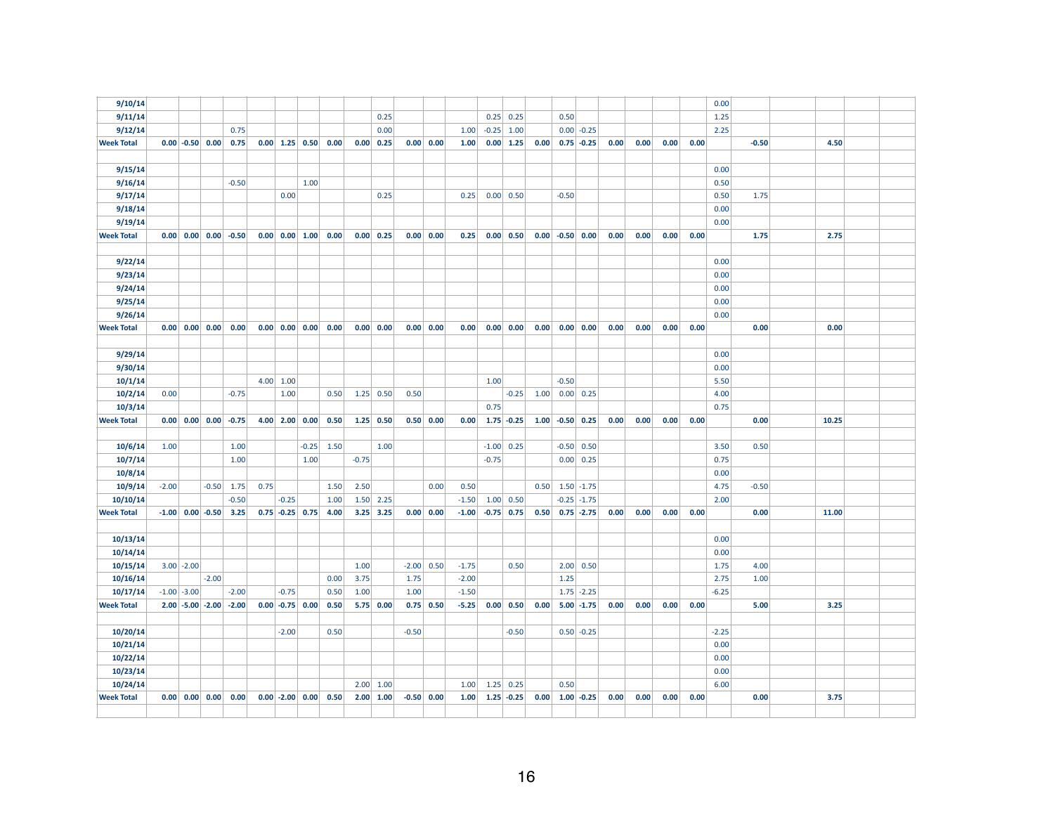| | | | | | | | | | | | | | | | | | | | | | | | | | | |
|---|---|---|---|---|---|---|---|---|---|---|---|---|---|---|---|---|---|---|---|---|---|---|---|---|---|---|
| **9/10/14** | | | | | | | | | | | | | | | | | | | | | | | 0.00 | | | |
| **9/11/14** | | | | | | | | | | 0.25 | | | | 0.25 | 0.25 | | 0.50 | | | | | | 1.25 | | | |
| **9/12/14** | | | | 0.75 | | | | | | 0.00 | | | 1.00 | -0.25 | 1.00 | | 0.00 | -0.25 | | | | | 2.25 | | | |
| **Week Total** | **0.00** | **-0.50** | **0.00** | **0.75** | **0.00** | **1.25** | **0.50** | **0.00** | **0.00** | **0.25** | **0.00** | **0.00** | **1.00** | **0.00** | **1.25** | **0.00** | **0.75** | **-0.25** | **0.00** | **0.00** | **0.00** | **0.00** | | **-0.50** | | **4.50** |
| | | | | | | | | | | | | | | | | | | | | | | | | | | |
| **9/15/14** | | | | | | | | | | | | | | | | | | | | | | | 0.00 | | | |
| **9/16/14** | | | | -0.50 | | | 1.00 | | | | | | | | | | | | | | | | 0.50 | | | |
| **9/17/14** | | | | | | 0.00 | | | | 0.25 | | | 0.25 | 0.00 | 0.50 | | -0.50 | | | | | | 0.50 | 1.75 | | |
| **9/18/14** | | | | | | | | | | | | | | | | | | | | | | | 0.00 | | | |
| **9/19/14** | | | | | | | | | | | | | | | | | | | | | | | 0.00 | | | |
| **Week Total** | **0.00** | **0.00** | **0.00** | **-0.50** | **0.00** | **0.00** | **1.00** | **0.00** | **0.00** | **0.25** | **0.00** | **0.00** | **0.25** | **0.00** | **0.50** | **0.00** | **-0.50** | **0.00** | **0.00** | **0.00** | **0.00** | **0.00** | | **1.75** | | **2.75** |
| | | | | | | | | | | | | | | | | | | | | | | | | | | |
| **9/22/14** | | | | | | | | | | | | | | | | | | | | | | | 0.00 | | | |
| **9/23/14** | | | | | | | | | | | | | | | | | | | | | | | 0.00 | | | |
| **9/24/14** | | | | | | | | | | | | | | | | | | | | | | | 0.00 | | | |
| **9/25/14** | | | | | | | | | | | | | | | | | | | | | | | 0.00 | | | |
| **9/26/14** | | | | | | | | | | | | | | | | | | | | | | | 0.00 | | | |
| **Week Total** | **0.00** | **0.00** | **0.00** | **0.00** | **0.00** | **0.00** | **0.00** | **0.00** | **0.00** | **0.00** | **0.00** | **0.00** | **0.00** | **0.00** | **0.00** | **0.00** | **0.00** | **0.00** | **0.00** | **0.00** | **0.00** | **0.00** | | **0.00** | | **0.00** |
| | | | | | | | | | | | | | | | | | | | | | | | | | | |
| **9/29/14** | | | | | | | | | | | | | | | | | | | | | | | 0.00 | | | |
| **9/30/14** | | | | | | | | | | | | | | | | | | | | | | | 0.00 | | | |
| **10/1/14** | | | | | 4.00 | 1.00 | | | | | | | | 1.00 | | | -0.50 | | | | | | 5.50 | | | |
| **10/2/14** | 0.00 | | | -0.75 | | 1.00 | | 0.50 | 1.25 | 0.50 | 0.50 | | | | -0.25 | 1.00 | 0.00 | 0.25 | | | | | 4.00 | | | |
| **10/3/14** | | | | | | | | | | | | | | 0.75 | | | | | | | | | 0.75 | | | |
| **Week Total** | **0.00** | **0.00** | **0.00** | **-0.75** | **4.00** | **2.00** | **0.00** | **0.50** | **1.25** | **0.50** | **0.50** | **0.00** | **0.00** | **1.75** | **-0.25** | **1.00** | **-0.50** | **0.25** | **0.00** | **0.00** | **0.00** | **0.00** | | **0.00** | | **10.25** |
| | | | | | | | | | | | | | | | | | | | | | | | | | | |
| **10/6/14** | 1.00 | | | 1.00 | | | -0.25 | 1.50 | | 1.00 | | | | -1.00 | 0.25 | | -0.50 | 0.50 | | | | | 3.50 | 0.50 | | |
| **10/7/14** | | | | 1.00 | | | 1.00 | | -0.75 | | | | | -0.75 | | | 0.00 | 0.25 | | | | | 0.75 | | | |
| **10/8/14** | | | | | | | | | | | | | | | | | | | | | | | 0.00 | | | |
| **10/9/14** | -2.00 | | -0.50 | 1.75 | 0.75 | | | 1.50 | 2.50 | | | 0.00 | 0.50 | | | 0.50 | 1.50 | -1.75 | | | | | 4.75 | -0.50 | | |
| **10/10/14** | | | | -0.50 | | -0.25 | | 1.00 | 1.50 | 2.25 | | | -1.50 | 1.00 | 0.50 | | -0.25 | -1.75 | | | | | 2.00 | | | |
| **Week Total** | **-1.00** | **0.00** | **-0.50** | **3.25** | **0.75** | **-0.25** | **0.75** | **4.00** | **3.25** | **3.25** | **0.00** | **0.00** | **-1.00** | **-0.75** | **0.75** | **0.50** | **0.75** | **-2.75** | **0.00** | **0.00** | **0.00** | **0.00** | | **0.00** | | **11.00** |
| | | | | | | | | | | | | | | | | | | | | | | | | | | |
| **10/13/14** | | | | | | | | | | | | | | | | | | | | | | | 0.00 | | | |
| **10/14/14** | | | | | | | | | | | | | | | | | | | | | | | 0.00 | | | |
| **10/15/14** | 3.00 | -2.00 | | | | | | | 1.00 | | -2.00 | 0.50 | -1.75 | | 0.50 | | 2.00 | 0.50 | | | | | 1.75 | 4.00 | | |
| **10/16/14** | | | -2.00 | | | | | 0.00 | 3.75 | | 1.75 | | -2.00 | | | | 1.25 | | | | | | 2.75 | 1.00 | | |
| **10/17/14** | -1.00 | -3.00 | | -2.00 | | -0.75 | | 0.50 | 1.00 | | 1.00 | | -1.50 | | | | 1.75 | -2.25 | | | | | -6.25 | | | |
| **Week Total** | **2.00** | **-5.00** | **-2.00** | **-2.00** | **0.00** | **-0.75** | **0.00** | **0.50** | **5.75** | **0.00** | **0.75** | **0.50** | **-5.25** | **0.00** | **0.50** | **0.00** | **5.00** | **-1.75** | **0.00** | **0.00** | **0.00** | **0.00** | | **5.00** | | **3.25** |
| | | | | | | | | | | | | | | | | | | | | | | | | | | |
| **10/20/14** | | | | | | -2.00 | | 0.50 | | | -0.50 | | | | -0.50 | | 0.50 | -0.25 | | | | | -2.25 | | | |
| **10/21/14** | | | | | | | | | | | | | | | | | | | | | | | 0.00 | | | |
| **10/22/14** | | | | | | | | | | | | | | | | | | | | | | | 0.00 | | | |
| **10/23/14** | | | | | | | | | | | | | | | | | | | | | | | 0.00 | | | |
| **10/24/14** | | | | | | | | | 2.00 | 1.00 | | | 1.00 | 1.25 | 0.25 | | 0.50 | | | | | | 6.00 | | | |
| **Week Total** | **0.00** | **0.00** | **0.00** | **0.00** | **0.00** | **-2.00** | **0.00** | **0.50** | **2.00** | **1.00** | **-0.50** | **0.00** | **1.00** | **1.25** | **-0.25** | **0.00** | **1.00** | **-0.25** | **0.00** | **0.00** | **0.00** | **0.00** | | **0.00** | | **3.75** |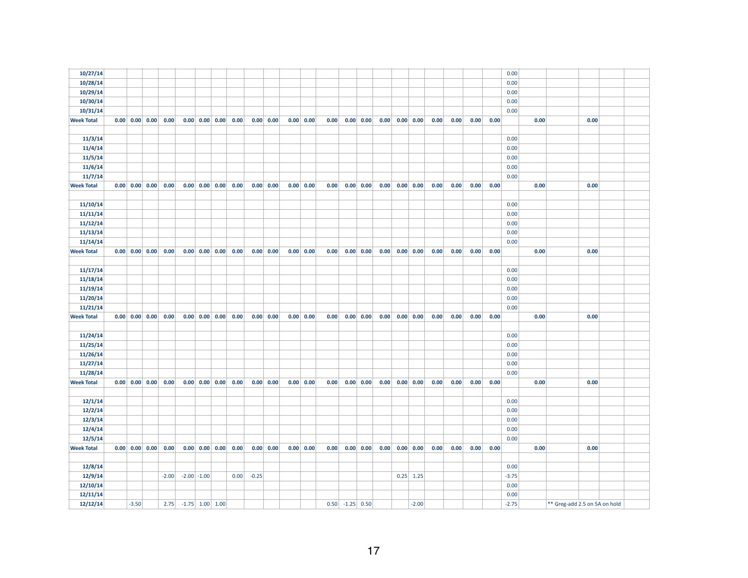| | | | | | | | | | | | | | | | | | | | | | | | | | | | | |
|---|---|---|---|---|---|---|---|---|---|---|---|---|---|---|---|---|---|---|---|---|---|---|---|---|---|---|---|---|
| **10/27/14** | | | | | | | | | | | | | | | | | | | | | | | 0.00 | | | | | |
| **10/28/14** | | | | | | | | | | | | | | | | | | | | | | | 0.00 | | | | | |
| **10/29/14** | | | | | | | | | | | | | | | | | | | | | | | 0.00 | | | | | |
| **10/30/14** | | | | | | | | | | | | | | | | | | | | | | | 0.00 | | | | | |
| **10/31/14** | | | | | | | | | | | | | | | | | | | | | | | 0.00 | | | | | |
| **Week Total** | **0.00** | **0.00** | **0.00** | **0.00** | **0.00** | **0.00** | **0.00** | **0.00** | **0.00** | **0.00** | **0.00** | **0.00** | **0.00** | **0.00** | **0.00** | **0.00** | **0.00** | **0.00** | **0.00** | **0.00** | **0.00** | **0.00** | | **0.00** | | **0.00** | | |
| | | | | | | | | | | | | | | | | | | | | | | | | | | | | |
| **11/3/14** | | | | | | | | | | | | | | | | | | | | | | | 0.00 | | | | | |
| **11/4/14** | | | | | | | | | | | | | | | | | | | | | | | 0.00 | | | | | |
| **11/5/14** | | | | | | | | | | | | | | | | | | | | | | | 0.00 | | | | | |
| **11/6/14** | | | | | | | | | | | | | | | | | | | | | | | 0.00 | | | | | |
| **11/7/14** | | | | | | | | | | | | | | | | | | | | | | | 0.00 | | | | | |
| **Week Total** | **0.00** | **0.00** | **0.00** | **0.00** | **0.00** | **0.00** | **0.00** | **0.00** | **0.00** | **0.00** | **0.00** | **0.00** | **0.00** | **0.00** | **0.00** | **0.00** | **0.00** | **0.00** | **0.00** | **0.00** | **0.00** | **0.00** | | **0.00** | | **0.00** | | |
| | | | | | | | | | | | | | | | | | | | | | | | | | | | | |
| **11/10/14** | | | | | | | | | | | | | | | | | | | | | | | 0.00 | | | | | |
| **11/11/14** | | | | | | | | | | | | | | | | | | | | | | | 0.00 | | | | | |
| **11/12/14** | | | | | | | | | | | | | | | | | | | | | | | 0.00 | | | | | |
| **11/13/14** | | | | | | | | | | | | | | | | | | | | | | | 0.00 | | | | | |
| **11/14/14** | | | | | | | | | | | | | | | | | | | | | | | 0.00 | | | | | |
| **Week Total** | **0.00** | **0.00** | **0.00** | **0.00** | **0.00** | **0.00** | **0.00** | **0.00** | **0.00** | **0.00** | **0.00** | **0.00** | **0.00** | **0.00** | **0.00** | **0.00** | **0.00** | **0.00** | **0.00** | **0.00** | **0.00** | **0.00** | | **0.00** | | **0.00** | | |
| | | | | | | | | | | | | | | | | | | | | | | | | | | | | |
| **11/17/14** | | | | | | | | | | | | | | | | | | | | | | | 0.00 | | | | | |
| **11/18/14** | | | | | | | | | | | | | | | | | | | | | | | 0.00 | | | | | |
| **11/19/14** | | | | | | | | | | | | | | | | | | | | | | | 0.00 | | | | | |
| **11/20/14** | | | | | | | | | | | | | | | | | | | | | | | 0.00 | | | | | |
| **11/21/14** | | | | | | | | | | | | | | | | | | | | | | | 0.00 | | | | | |
| **Week Total** | **0.00** | **0.00** | **0.00** | **0.00** | **0.00** | **0.00** | **0.00** | **0.00** | **0.00** | **0.00** | **0.00** | **0.00** | **0.00** | **0.00** | **0.00** | **0.00** | **0.00** | **0.00** | **0.00** | **0.00** | **0.00** | **0.00** | | **0.00** | | **0.00** | | |
| | | | | | | | | | | | | | | | | | | | | | | | | | | | | |
| **11/24/14** | | | | | | | | | | | | | | | | | | | | | | | 0.00 | | | | | |
| **11/25/14** | | | | | | | | | | | | | | | | | | | | | | | 0.00 | | | | | |
| **11/26/14** | | | | | | | | | | | | | | | | | | | | | | | 0.00 | | | | | |
| **11/27/14** | | | | | | | | | | | | | | | | | | | | | | | 0.00 | | | | | |
| **11/28/14** | | | | | | | | | | | | | | | | | | | | | | | 0.00 | | | | | |
| **Week Total** | **0.00** | **0.00** | **0.00** | **0.00** | **0.00** | **0.00** | **0.00** | **0.00** | **0.00** | **0.00** | **0.00** | **0.00** | **0.00** | **0.00** | **0.00** | **0.00** | **0.00** | **0.00** | **0.00** | **0.00** | **0.00** | **0.00** | | **0.00** | | **0.00** | | |
| | | | | | | | | | | | | | | | | | | | | | | | | | | | | |
| **12/1/14** | | | | | | | | | | | | | | | | | | | | | | | 0.00 | | | | | |
| **12/2/14** | | | | | | | | | | | | | | | | | | | | | | | 0.00 | | | | | |
| **12/3/14** | | | | | | | | | | | | | | | | | | | | | | | 0.00 | | | | | |
| **12/4/14** | | | | | | | | | | | | | | | | | | | | | | | 0.00 | | | | | |
| **12/5/14** | | | | | | | | | | | | | | | | | | | | | | | 0.00 | | | | | |
| **Week Total** | **0.00** | **0.00** | **0.00** | **0.00** | **0.00** | **0.00** | **0.00** | **0.00** | **0.00** | **0.00** | **0.00** | **0.00** | **0.00** | **0.00** | **0.00** | **0.00** | **0.00** | **0.00** | **0.00** | **0.00** | **0.00** | **0.00** | | **0.00** | | **0.00** | | |
| | | | | | | | | | | | | | | | | | | | | | | | | | | | | |
| **12/8/14** | | | | | | | | | | | | | | | | | | | | | | | 0.00 | | | | | |
| **12/9/14** | | | | -2.00 | -2.00 | -1.00 | | 0.00 | -0.25 | | | | | | | | 0.25 | 1.25 | | | | | -3.75 | | | | | |
| **12/10/14** | | | | | | | | | | | | | | | | | | | | | | | 0.00 | | | | | |
| **12/11/14** | | | | | | | | | | | | | | | | | | | | | | | 0.00 | | | | | |
| **12/12/14** | | -3.50 | | 2.75 | -1.75 | 1.00 | 1.00 | | | | | | 0.50 | -1.25 | 0.50 | | | -2.00 | | | | | -2.75 | | ** Greg-add 2.5 on 5A on hold | | | |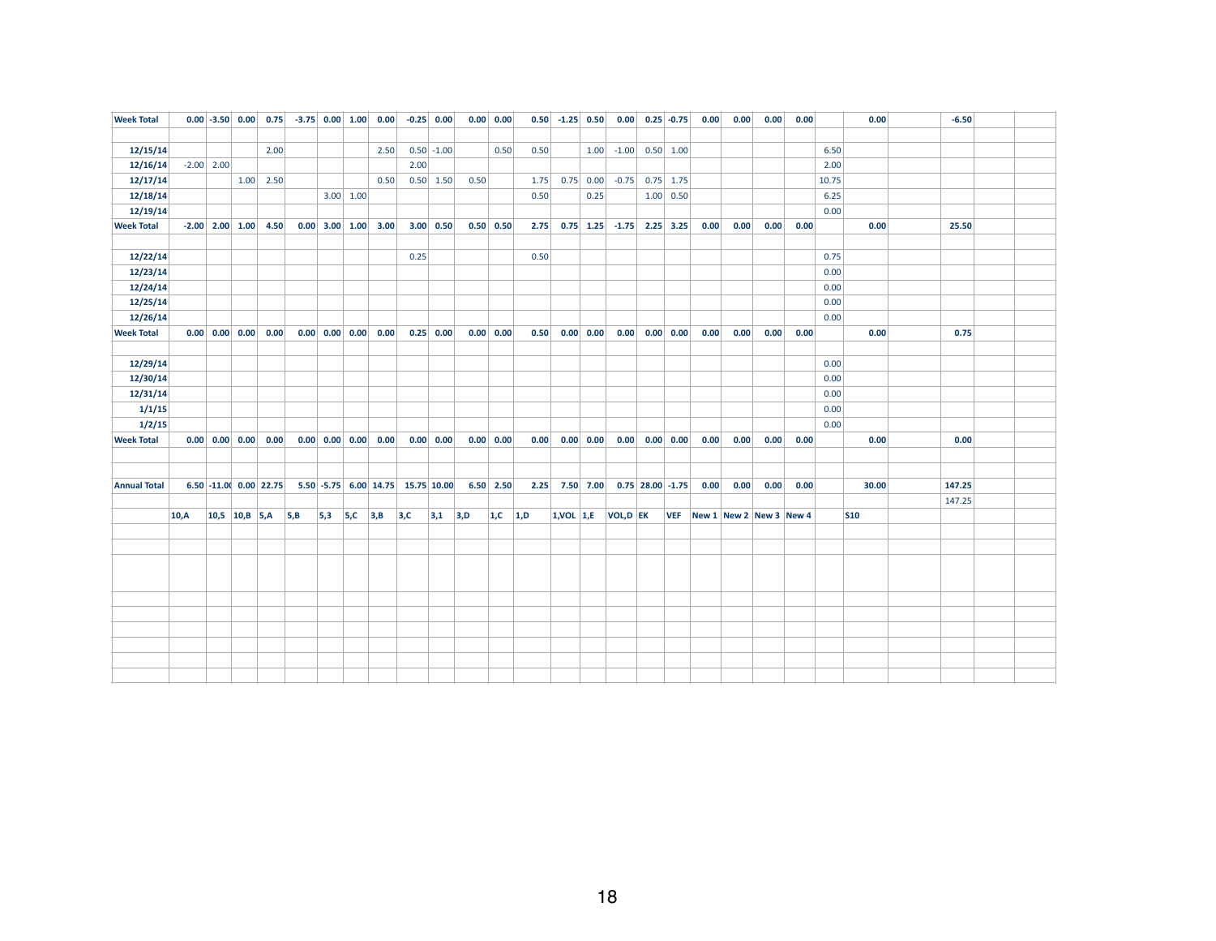| | | | | | | | | | | | | | | | | | | | | | | | | | | |
|---|---|---|---|---|---|---|---|---|---|---|---|---|---|---|---|---|---|---|---|---|---|---|---|---|---|---|
| **Week Total** | **0.00** | **-3.50** | **0.00** | **0.75** | **-3.75** | **0.00** | **1.00** | **0.00** | **-0.25** | **0.00** | **0.00** | **0.00** | **0.50** | **-1.25** | **0.50** | **0.00** | **0.25** | **-0.75** | **0.00** | **0.00** | **0.00** | **0.00** | | **0.00** | | **-6.50** |
| | | | | | | | | | | | | | | | | | | | | | | | | | | |
| **12/15/14** | | | | 2.00 | | | | 2.50 | 0.50 | -1.00 | | 0.50 | 0.50 | | 1.00 | -1.00 | 0.50 | 1.00 | | | | | 6.50 | | | |
| **12/16/14** | -2.00 | 2.00 | | | | | | | 2.00 | | | | | | | | | | | | | | 2.00 | | | |
| **12/17/14** | | | 1.00 | 2.50 | | | | 0.50 | 0.50 | 1.50 | 0.50 | | 1.75 | 0.75 | 0.00 | -0.75 | 0.75 | 1.75 | | | | | 10.75 | | | |
| **12/18/14** | | | | | | 3.00 | 1.00 | | | | | | 0.50 | | 0.25 | | 1.00 | 0.50 | | | | | 6.25 | | | |
| **12/19/14** | | | | | | | | | | | | | | | | | | | | | | | 0.00 | | | |
| **Week Total** | **-2.00** | **2.00** | **1.00** | **4.50** | **0.00** | **3.00** | **1.00** | **3.00** | **3.00** | **0.50** | **0.50** | **0.50** | **2.75** | **0.75** | **1.25** | **-1.75** | **2.25** | **3.25** | **0.00** | **0.00** | **0.00** | **0.00** | | **0.00** | | **25.50** |
| | | | | | | | | | | | | | | | | | | | | | | | | | | |
| **12/22/14** | | | | | | | | | 0.25 | | | | 0.50 | | | | | | | | | | 0.75 | | | |
| **12/23/14** | | | | | | | | | | | | | | | | | | | | | | | 0.00 | | | |
| **12/24/14** | | | | | | | | | | | | | | | | | | | | | | | 0.00 | | | |
| **12/25/14** | | | | | | | | | | | | | | | | | | | | | | | 0.00 | | | |
| **12/26/14** | | | | | | | | | | | | | | | | | | | | | | | 0.00 | | | |
| **Week Total** | **0.00** | **0.00** | **0.00** | **0.00** | **0.00** | **0.00** | **0.00** | **0.00** | **0.25** | **0.00** | **0.00** | **0.00** | **0.50** | **0.00** | **0.00** | **0.00** | **0.00** | **0.00** | **0.00** | **0.00** | **0.00** | **0.00** | | **0.00** | | **0.75** |
| | | | | | | | | | | | | | | | | | | | | | | | | | | |
| **12/29/14** | | | | | | | | | | | | | | | | | | | | | | | 0.00 | | | |
| **12/30/14** | | | | | | | | | | | | | | | | | | | | | | | 0.00 | | | |
| **12/31/14** | | | | | | | | | | | | | | | | | | | | | | | 0.00 | | | |
| **1/1/15** | | | | | | | | | | | | | | | | | | | | | | | 0.00 | | | |
| **1/2/15** | | | | | | | | | | | | | | | | | | | | | | | 0.00 | | | |
| **Week Total** | **0.00** | **0.00** | **0.00** | **0.00** | **0.00** | **0.00** | **0.00** | **0.00** | **0.00** | **0.00** | **0.00** | **0.00** | **0.00** | **0.00** | **0.00** | **0.00** | **0.00** | **0.00** | **0.00** | **0.00** | **0.00** | **0.00** | | **0.00** | | **0.00** |
| | | | | | | | | | | | | | | | | | | | | | | | | | | |
| | | | | | | | | | | | | | | | | | | | | | | | | | | |
| **Annual Total** | **6.50** | **-11.0(** | **0.00** | **22.75** | **5.50** | **-5.75** | **6.00** | **14.75** | **15.75** | **10.00** | **6.50** | **2.50** | **2.25** | **7.50** | **7.00** | **0.75** | **28.00** | **-1.75** | **0.00** | **0.00** | **0.00** | **0.00** | | **30.00** | | **147.25** |
| | | | | | | | | | | | | | | | | | | | | | | | | | | 147.25 |
| | **10,A** | **10,5** | **10,B** | **5,A** | **5,B** | **5,3** | **5,C** | **3,B** | **3,C** | **3,1** | **3,D** | **1,C** | **1,D** | **1,VOL** | **1,E** | **VOL,D** | **EK** | **VEF** | **New 1** | **New 2** | **New 3** | **New 4** | | **S10** | | |